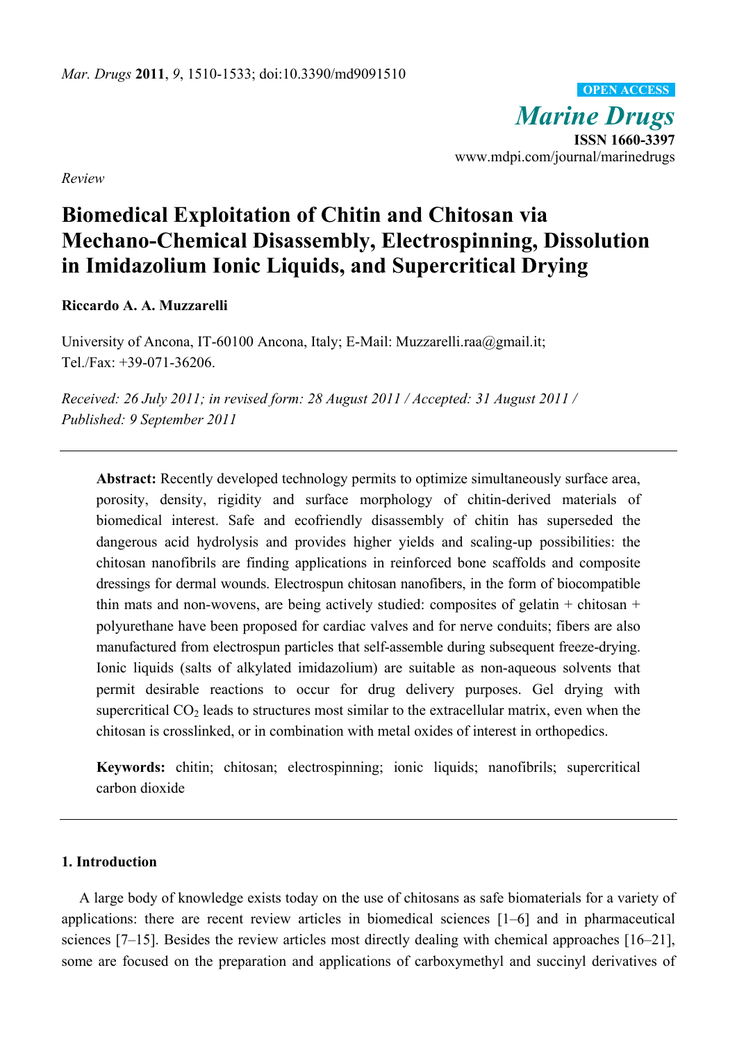*Review*

# Biomedical Exploitation of Chitin and Chitosan via Mechano-Chemical Disassembly, Electrospinning, Dissolution in Imidazolium Ionic Liquids, and Supercritical Drying

**Riccardo A. A. Muzzarelli**

University of Ancona, IT-60100 Ancona, Italy; E-Mail: Muzzarelli.raa@gmail.it; Tel./Fax: +39-071-36206.

*Received: 26 July 2011; in revised form: 28 August 2011 / Accepted: 31 August 2011 / Published: 9 September 2011*

**Abstract:** Recently developed technology permits to optimize simultaneously surface area, porosity, density, rigidity and surface morphology of chitin-derived materials of biomedical interest. Safe and ecofriendly disassembly of chitin has superseded the dangerous acid hydrolysis and provides higher yields and scaling-up possibilities: the chitosan nanofibrils are finding applications in reinforced bone scaffolds and composite dressings for dermal wounds. Electrospun chitosan nanofibers, in the form of biocompatible thin mats and non-wovens, are being actively studied: composites of gelatin + chitosan + polyurethane have been proposed for cardiac valves and for nerve conduits; fibers are also manufactured from electrospun particles that self-assemble during subsequent freeze-drying. Ionic liquids (salts of alkylated imidazolium) are suitable as non-aqueous solvents that permit desirable reactions to occur for drug delivery purposes. Gel drying with supercritical $CO_2$ leads to structures most similar to the extracellular matrix, even when the chitosan is crosslinked, or in combination with metal oxides of interest in orthopedics.

**Keywords:** chitin; chitosan; electrospinning; ionic liquids; nanofibrils; supercritical carbon dioxide

## 1. Introduction

A large body of knowledge exists today on the use of chitosans as safe biomaterials for a variety of applications: there are recent review articles in biomedical sciences [1–6] and in pharmaceutical sciences [7–15]. Besides the review articles most directly dealing with chemical approaches [16–21], some are focused on the preparation and applications of carboxymethyl and succinyl derivatives of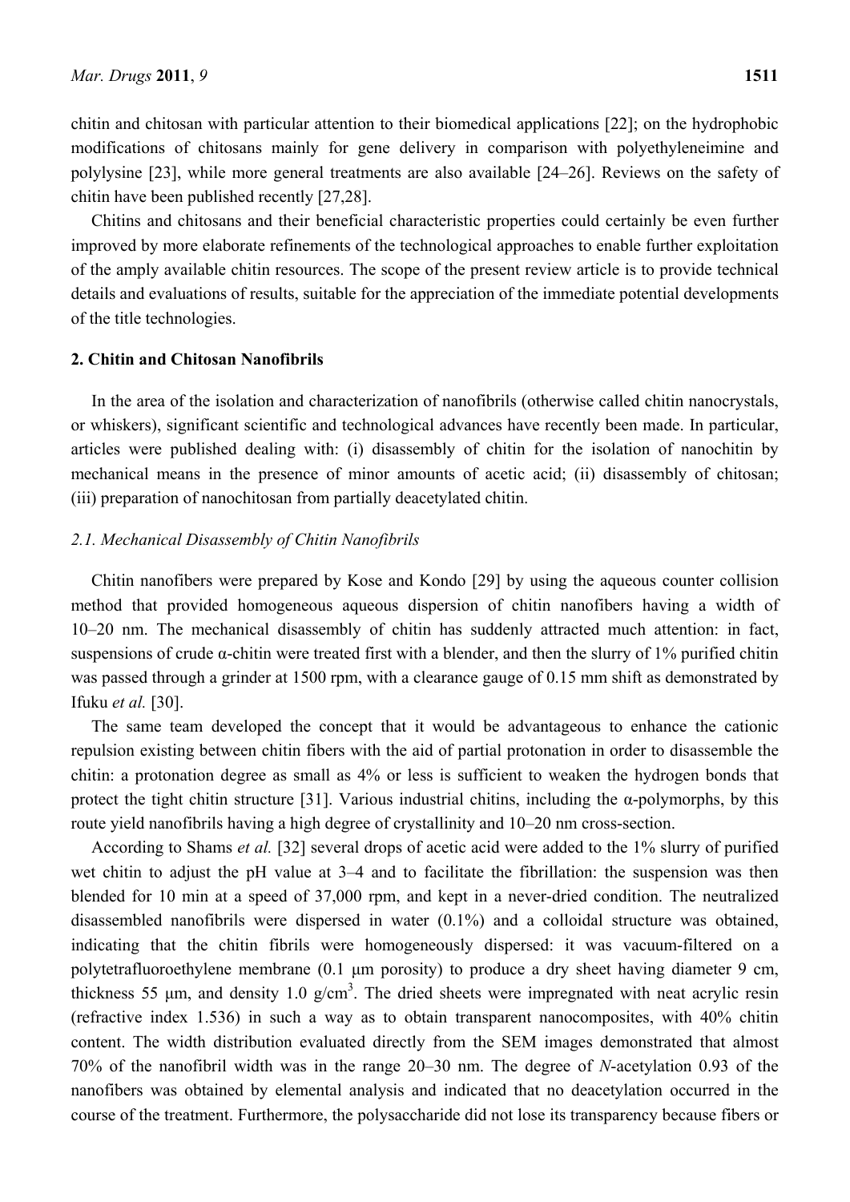chitin and chitosan with particular attention to their biomedical applications [22]; on the hydrophobic modifications of chitosans mainly for gene delivery in comparison with polyethyleneimine and polylysine [23], while more general treatments are also available [24–26]. Reviews on the safety of chitin have been published recently [27,28].

Chitins and chitosans and their beneficial characteristic properties could certainly be even further improved by more elaborate refinements of the technological approaches to enable further exploitation of the amply available chitin resources. The scope of the present review article is to provide technical details and evaluations of results, suitable for the appreciation of the immediate potential developments of the title technologies.

## 2. Chitin and Chitosan Nanofibrils

In the area of the isolation and characterization of nanofibrils (otherwise called chitin nanocrystals, or whiskers), significant scientific and technological advances have recently been made. In particular, articles were published dealing with: (i) disassembly of chitin for the isolation of nanochitin by mechanical means in the presence of minor amounts of acetic acid; (ii) disassembly of chitosan; (iii) preparation of nanochitosan from partially deacetylated chitin.

### *2.1. Mechanical Disassembly of Chitin Nanofibrils*

Chitin nanofibers were prepared by Kose and Kondo [29] by using the aqueous counter collision method that provided homogeneous aqueous dispersion of chitin nanofibers having a width of 10–20 nm. The mechanical disassembly of chitin has suddenly attracted much attention: in fact, suspensions of crude α-chitin were treated first with a blender, and then the slurry of 1% purified chitin was passed through a grinder at 1500 rpm, with a clearance gauge of 0.15 mm shift as demonstrated by Ifuku *et al.* [30].

The same team developed the concept that it would be advantageous to enhance the cationic repulsion existing between chitin fibers with the aid of partial protonation in order to disassemble the chitin: a protonation degree as small as 4% or less is sufficient to weaken the hydrogen bonds that protect the tight chitin structure [31]. Various industrial chitins, including the α-polymorphs, by this route yield nanofibrils having a high degree of crystallinity and 10–20 nm cross-section.

According to Shams *et al.* [32] several drops of acetic acid were added to the 1% slurry of purified wet chitin to adjust the pH value at 3–4 and to facilitate the fibrillation: the suspension was then blended for 10 min at a speed of 37,000 rpm, and kept in a never-dried condition. The neutralized disassembled nanofibrils were dispersed in water (0.1%) and a colloidal structure was obtained, indicating that the chitin fibrils were homogeneously dispersed: it was vacuum-filtered on a polytetrafluoroethylene membrane (0.1 µm porosity) to produce a dry sheet having diameter 9 cm, thickness 55 µm, and density 1.0 g/cm$^3$. The dried sheets were impregnated with neat acrylic resin (refractive index 1.536) in such a way as to obtain transparent nanocomposites, with 40% chitin content. The width distribution evaluated directly from the SEM images demonstrated that almost 70% of the nanofibril width was in the range 20–30 nm. The degree of *N*-acetylation 0.93 of the nanofibers was obtained by elemental analysis and indicated that no deacetylation occurred in the course of the treatment. Furthermore, the polysaccharide did not lose its transparency because fibers or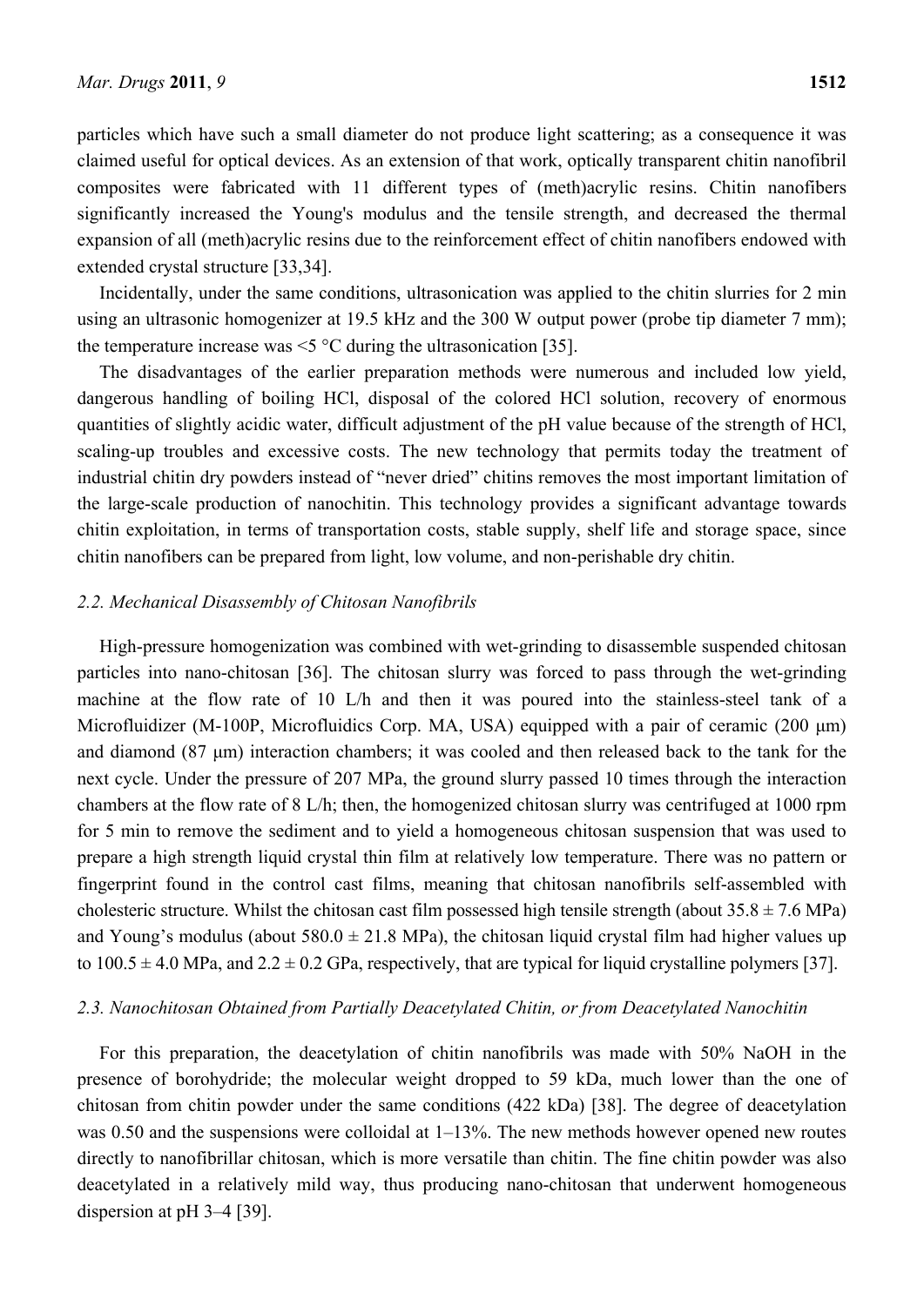particles which have such a small diameter do not produce light scattering; as a consequence it was claimed useful for optical devices. As an extension of that work, optically transparent chitin nanofibril composites were fabricated with 11 different types of (meth)acrylic resins. Chitin nanofibers significantly increased the Young's modulus and the tensile strength, and decreased the thermal expansion of all (meth)acrylic resins due to the reinforcement effect of chitin nanofibers endowed with extended crystal structure [33,34].

Incidentally, under the same conditions, ultrasonication was applied to the chitin slurries for 2 min using an ultrasonic homogenizer at 19.5 kHz and the 300 W output power (probe tip diameter 7 mm); the temperature increase was <5 °C during the ultrasonication [35].

The disadvantages of the earlier preparation methods were numerous and included low yield, dangerous handling of boiling HCl, disposal of the colored HCl solution, recovery of enormous quantities of slightly acidic water, difficult adjustment of the pH value because of the strength of HCl, scaling-up troubles and excessive costs. The new technology that permits today the treatment of industrial chitin dry powders instead of "never dried" chitins removes the most important limitation of the large-scale production of nanochitin. This technology provides a significant advantage towards chitin exploitation, in terms of transportation costs, stable supply, shelf life and storage space, since chitin nanofibers can be prepared from light, low volume, and non-perishable dry chitin.

### *2.2. Mechanical Disassembly of Chitosan Nanofibrils*

High-pressure homogenization was combined with wet-grinding to disassemble suspended chitosan particles into nano-chitosan [36]. The chitosan slurry was forced to pass through the wet-grinding machine at the flow rate of 10 L/h and then it was poured into the stainless-steel tank of a Microfluidizer (M-100P, Microfluidics Corp. MA, USA) equipped with a pair of ceramic (200 μm) and diamond (87 μm) interaction chambers; it was cooled and then released back to the tank for the next cycle. Under the pressure of 207 MPa, the ground slurry passed 10 times through the interaction chambers at the flow rate of 8 L/h; then, the homogenized chitosan slurry was centrifuged at 1000 rpm for 5 min to remove the sediment and to yield a homogeneous chitosan suspension that was used to prepare a high strength liquid crystal thin film at relatively low temperature. There was no pattern or fingerprint found in the control cast films, meaning that chitosan nanofibrils self-assembled with cholesteric structure. Whilst the chitosan cast film possessed high tensile strength (about 35.8 ± 7.6 MPa) and Young's modulus (about 580.0 ± 21.8 MPa), the chitosan liquid crystal film had higher values up to 100.5 ± 4.0 MPa, and 2.2 ± 0.2 GPa, respectively, that are typical for liquid crystalline polymers [37].

### *2.3. Nanochitosan Obtained from Partially Deacetylated Chitin, or from Deacetylated Nanochitin*

For this preparation, the deacetylation of chitin nanofibrils was made with 50% NaOH in the presence of borohydride; the molecular weight dropped to 59 kDa, much lower than the one of chitosan from chitin powder under the same conditions (422 kDa) [38]. The degree of deacetylation was 0.50 and the suspensions were colloidal at 1–13%. The new methods however opened new routes directly to nanofibrillar chitosan, which is more versatile than chitin. The fine chitin powder was also deacetylated in a relatively mild way, thus producing nano-chitosan that underwent homogeneous dispersion at pH 3–4 [39].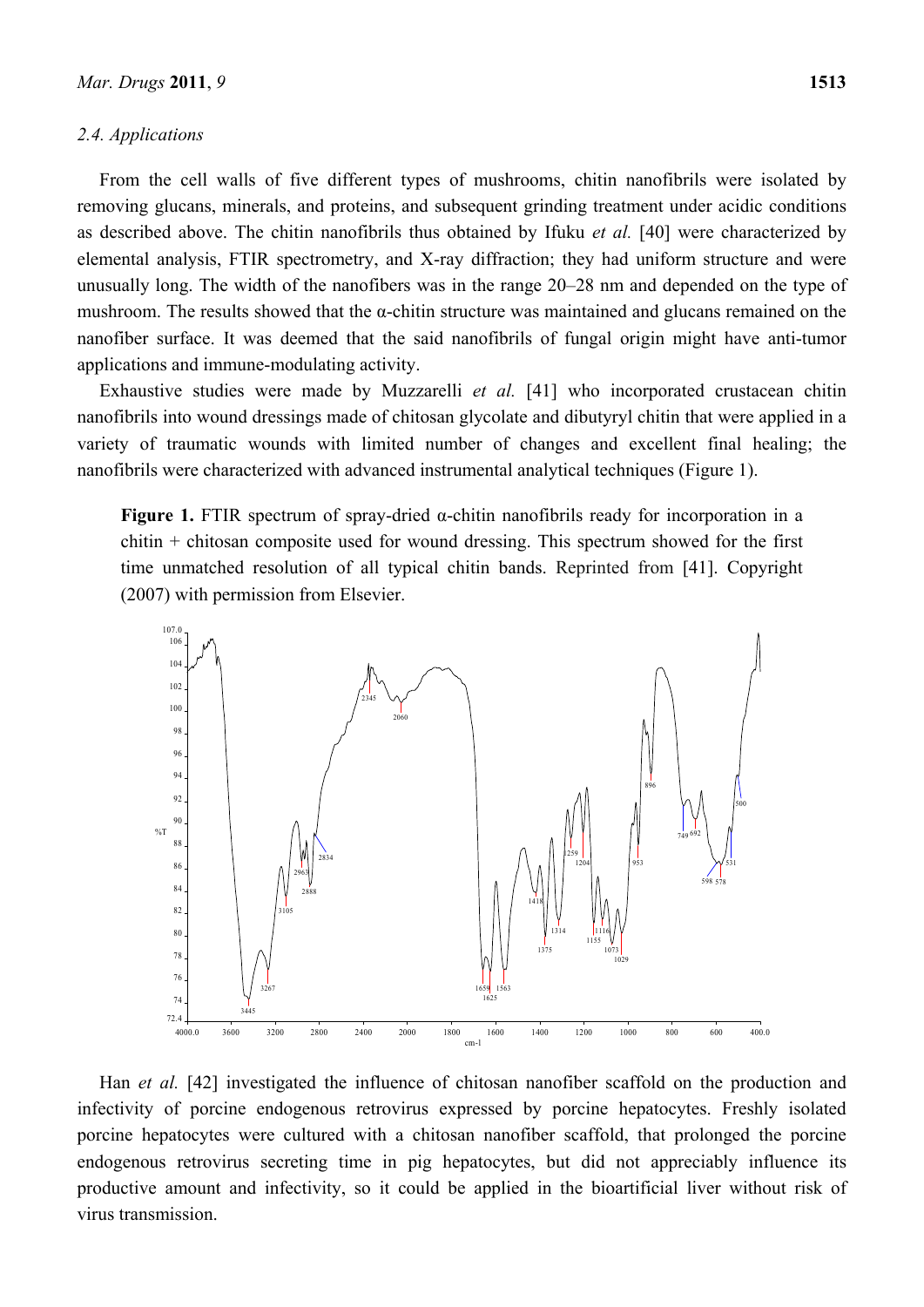### 2.4. Applications

From the cell walls of five different types of mushrooms, chitin nanofibrils were isolated by removing glucans, minerals, and proteins, and subsequent grinding treatment under acidic conditions as described above. The chitin nanofibrils thus obtained by Ifuku *et al.* [40] were characterized by elemental analysis, FTIR spectrometry, and X-ray diffraction; they had uniform structure and were unusually long. The width of the nanofibers was in the range 20–28 nm and depended on the type of mushroom. The results showed that the α-chitin structure was maintained and glucans remained on the nanofiber surface. It was deemed that the said nanofibrils of fungal origin might have anti-tumor applications and immune-modulating activity.

Exhaustive studies were made by Muzzarelli *et al.* [41] who incorporated crustacean chitin nanofibrils into wound dressings made of chitosan glycolate and dibutyryl chitin that were applied in a variety of traumatic wounds with limited number of changes and excellent final healing; the nanofibrils were characterized with advanced instrumental analytical techniques (Figure 1).

**Figure 1.** FTIR spectrum of spray-dried α-chitin nanofibrils ready for incorporation in a chitin + chitosan composite used for wound dressing. This spectrum showed for the first time unmatched resolution of all typical chitin bands. Reprinted from [41]. Copyright (2007) with permission from Elsevier.

Han *et al.* [42] investigated the influence of chitosan nanofiber scaffold on the production and infectivity of porcine endogenous retrovirus expressed by porcine hepatocytes. Freshly isolated porcine hepatocytes were cultured with a chitosan nanofiber scaffold, that prolonged the porcine endogenous retrovirus secreting time in pig hepatocytes, but did not appreciably influence its productive amount and infectivity, so it could be applied in the bioartificial liver without risk of virus transmission.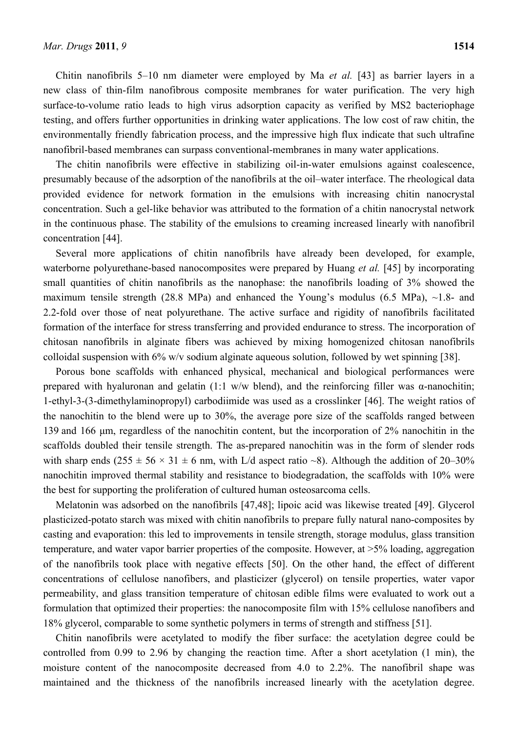Chitin nanofibrils 5–10 nm diameter were employed by Ma *et al.* [43] as barrier layers in a new class of thin-film nanofibrous composite membranes for water purification. The very high surface-to-volume ratio leads to high virus adsorption capacity as verified by MS2 bacteriophage testing, and offers further opportunities in drinking water applications. The low cost of raw chitin, the environmentally friendly fabrication process, and the impressive high flux indicate that such ultrafine nanofibril-based membranes can surpass conventional-membranes in many water applications.

The chitin nanofibrils were effective in stabilizing oil-in-water emulsions against coalescence, presumably because of the adsorption of the nanofibrils at the oil–water interface. The rheological data provided evidence for network formation in the emulsions with increasing chitin nanocrystal concentration. Such a gel-like behavior was attributed to the formation of a chitin nanocrystal network in the continuous phase. The stability of the emulsions to creaming increased linearly with nanofibril concentration [44].

Several more applications of chitin nanofibrils have already been developed, for example, waterborne polyurethane-based nanocomposites were prepared by Huang *et al.* [45] by incorporating small quantities of chitin nanofibrils as the nanophase: the nanofibrils loading of 3% showed the maximum tensile strength (28.8 MPa) and enhanced the Young's modulus (6.5 MPa), ~1.8- and 2.2-fold over those of neat polyurethane. The active surface and rigidity of nanofibrils facilitated formation of the interface for stress transferring and provided endurance to stress. The incorporation of chitosan nanofibrils in alginate fibers was achieved by mixing homogenized chitosan nanofibrils colloidal suspension with 6% w/v sodium alginate aqueous solution, followed by wet spinning [38].

Porous bone scaffolds with enhanced physical, mechanical and biological performances were prepared with hyaluronan and gelatin (1:1 w/w blend), and the reinforcing filler was α-nanochitin; 1-ethyl-3-(3-dimethylaminopropyl) carbodiimide was used as a crosslinker [46]. The weight ratios of the nanochitin to the blend were up to 30%, the average pore size of the scaffolds ranged between 139 and 166 μm, regardless of the nanochitin content, but the incorporation of 2% nanochitin in the scaffolds doubled their tensile strength. The as-prepared nanochitin was in the form of slender rods with sharp ends ($255 \pm 56 \times 31 \pm 6$ nm, with L/d aspect ratio ~8). Although the addition of 20–30% nanochitin improved thermal stability and resistance to biodegradation, the scaffolds with 10% were the best for supporting the proliferation of cultured human osteosarcoma cells.

Melatonin was adsorbed on the nanofibrils [47,48]; lipoic acid was likewise treated [49]. Glycerol plasticized-potato starch was mixed with chitin nanofibrils to prepare fully natural nano-composites by casting and evaporation: this led to improvements in tensile strength, storage modulus, glass transition temperature, and water vapor barrier properties of the composite. However, at >5% loading, aggregation of the nanofibrils took place with negative effects [50]. On the other hand, the effect of different concentrations of cellulose nanofibers, and plasticizer (glycerol) on tensile properties, water vapor permeability, and glass transition temperature of chitosan edible films were evaluated to work out a formulation that optimized their properties: the nanocomposite film with 15% cellulose nanofibers and 18% glycerol, comparable to some synthetic polymers in terms of strength and stiffness [51].

Chitin nanofibrils were acetylated to modify the fiber surface: the acetylation degree could be controlled from 0.99 to 2.96 by changing the reaction time. After a short acetylation (1 min), the moisture content of the nanocomposite decreased from 4.0 to 2.2%. The nanofibril shape was maintained and the thickness of the nanofibrils increased linearly with the acetylation degree.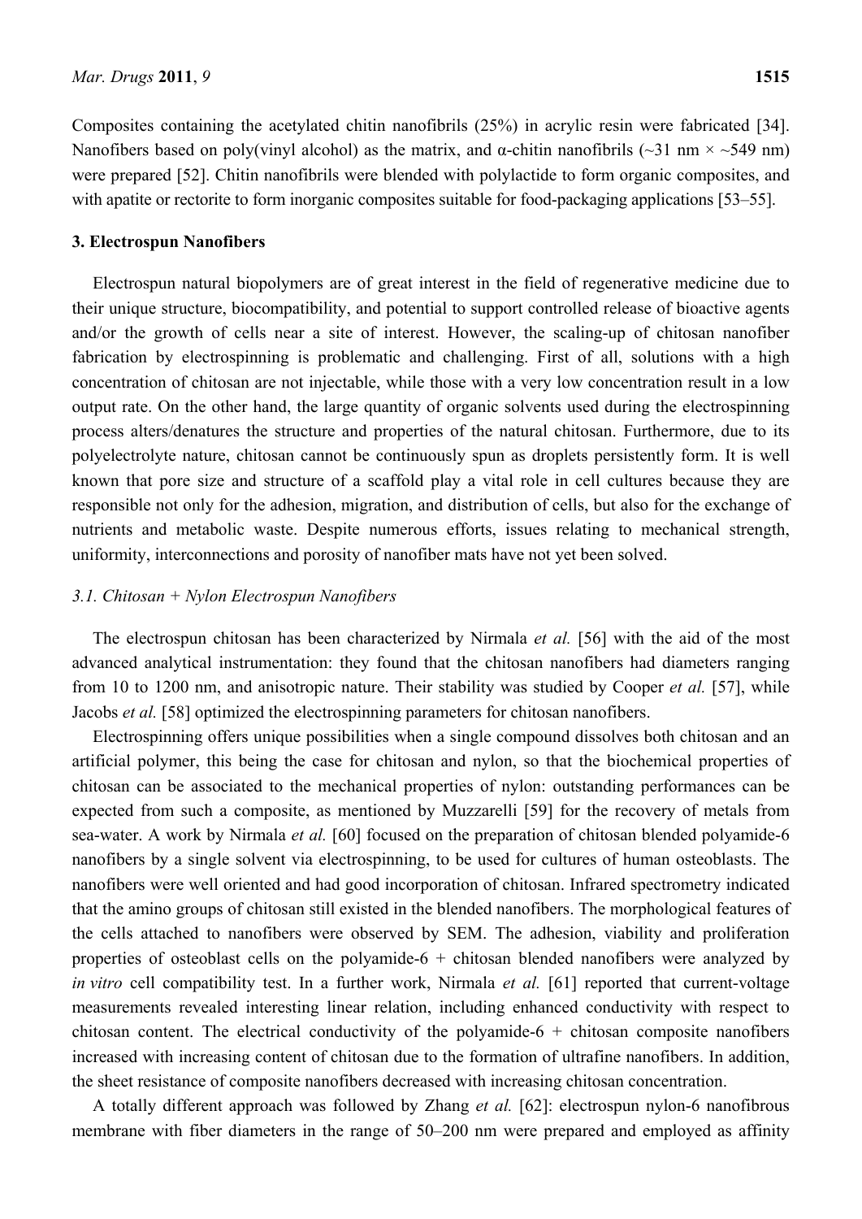Composites containing the acetylated chitin nanofibrils (25%) in acrylic resin were fabricated [34]. Nanofibers based on poly(vinyl alcohol) as the matrix, and α-chitin nanofibrils (~31 nm × ~549 nm) were prepared [52]. Chitin nanofibrils were blended with polylactide to form organic composites, and with apatite or rectorite to form inorganic composites suitable for food-packaging applications [53–55].

## 3. Electrospun Nanofibers

Electrospun natural biopolymers are of great interest in the field of regenerative medicine due to their unique structure, biocompatibility, and potential to support controlled release of bioactive agents and/or the growth of cells near a site of interest. However, the scaling-up of chitosan nanofiber fabrication by electrospinning is problematic and challenging. First of all, solutions with a high concentration of chitosan are not injectable, while those with a very low concentration result in a low output rate. On the other hand, the large quantity of organic solvents used during the electrospinning process alters/denatures the structure and properties of the natural chitosan. Furthermore, due to its polyelectrolyte nature, chitosan cannot be continuously spun as droplets persistently form. It is well known that pore size and structure of a scaffold play a vital role in cell cultures because they are responsible not only for the adhesion, migration, and distribution of cells, but also for the exchange of nutrients and metabolic waste. Despite numerous efforts, issues relating to mechanical strength, uniformity, interconnections and porosity of nanofiber mats have not yet been solved.

### *3.1. Chitosan + Nylon Electrospun Nanofibers*

The electrospun chitosan has been characterized by Nirmala *et al.* [56] with the aid of the most advanced analytical instrumentation: they found that the chitosan nanofibers had diameters ranging from 10 to 1200 nm, and anisotropic nature. Their stability was studied by Cooper *et al.* [57], while Jacobs *et al.* [58] optimized the electrospinning parameters for chitosan nanofibers.

Electrospinning offers unique possibilities when a single compound dissolves both chitosan and an artificial polymer, this being the case for chitosan and nylon, so that the biochemical properties of chitosan can be associated to the mechanical properties of nylon: outstanding performances can be expected from such a composite, as mentioned by Muzzarelli [59] for the recovery of metals from sea-water. A work by Nirmala *et al.* [60] focused on the preparation of chitosan blended polyamide-6 nanofibers by a single solvent via electrospinning, to be used for cultures of human osteoblasts. The nanofibers were well oriented and had good incorporation of chitosan. Infrared spectrometry indicated that the amino groups of chitosan still existed in the blended nanofibers. The morphological features of the cells attached to nanofibers were observed by SEM. The adhesion, viability and proliferation properties of osteoblast cells on the polyamide-6 + chitosan blended nanofibers were analyzed by *in vitro* cell compatibility test. In a further work, Nirmala *et al.* [61] reported that current-voltage measurements revealed interesting linear relation, including enhanced conductivity with respect to chitosan content. The electrical conductivity of the polyamide-6 + chitosan composite nanofibers increased with increasing content of chitosan due to the formation of ultrafine nanofibers. In addition, the sheet resistance of composite nanofibers decreased with increasing chitosan concentration.

A totally different approach was followed by Zhang *et al.* [62]: electrospun nylon-6 nanofibrous membrane with fiber diameters in the range of 50–200 nm were prepared and employed as affinity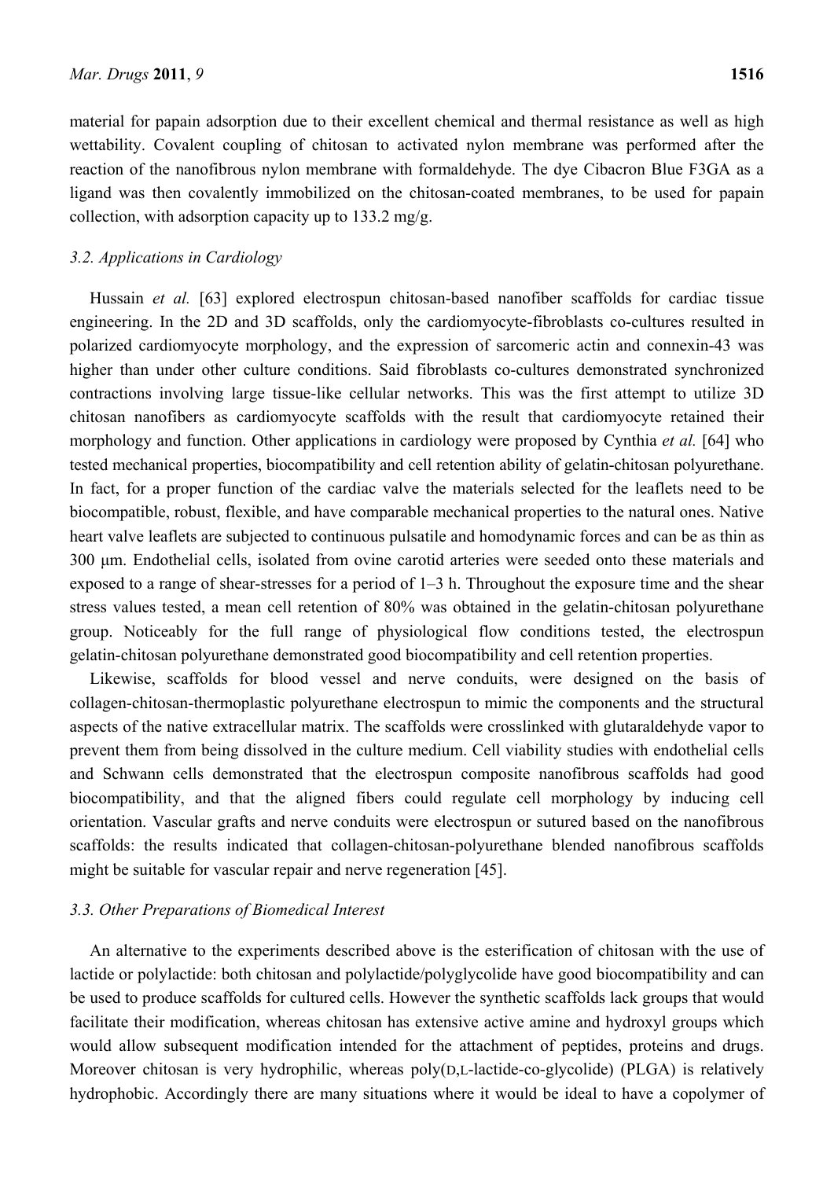material for papain adsorption due to their excellent chemical and thermal resistance as well as high wettability. Covalent coupling of chitosan to activated nylon membrane was performed after the reaction of the nanofibrous nylon membrane with formaldehyde. The dye Cibacron Blue F3GA as a ligand was then covalently immobilized on the chitosan-coated membranes, to be used for papain collection, with adsorption capacity up to 133.2 mg/g.

### *3.2. Applications in Cardiology*

Hussain *et al.* [63] explored electrospun chitosan-based nanofiber scaffolds for cardiac tissue engineering. In the 2D and 3D scaffolds, only the cardiomyocyte-fibroblasts co-cultures resulted in polarized cardiomyocyte morphology, and the expression of sarcomeric actin and connexin-43 was higher than under other culture conditions. Said fibroblasts co-cultures demonstrated synchronized contractions involving large tissue-like cellular networks. This was the first attempt to utilize 3D chitosan nanofibers as cardiomyocyte scaffolds with the result that cardiomyocyte retained their morphology and function. Other applications in cardiology were proposed by Cynthia *et al.* [64] who tested mechanical properties, biocompatibility and cell retention ability of gelatin-chitosan polyurethane. In fact, for a proper function of the cardiac valve the materials selected for the leaflets need to be biocompatible, robust, flexible, and have comparable mechanical properties to the natural ones. Native heart valve leaflets are subjected to continuous pulsatile and homodynamic forces and can be as thin as 300 μm. Endothelial cells, isolated from ovine carotid arteries were seeded onto these materials and exposed to a range of shear-stresses for a period of 1–3 h. Throughout the exposure time and the shear stress values tested, a mean cell retention of 80% was obtained in the gelatin-chitosan polyurethane group. Noticeably for the full range of physiological flow conditions tested, the electrospun gelatin-chitosan polyurethane demonstrated good biocompatibility and cell retention properties.

Likewise, scaffolds for blood vessel and nerve conduits, were designed on the basis of collagen-chitosan-thermoplastic polyurethane electrospun to mimic the components and the structural aspects of the native extracellular matrix. The scaffolds were crosslinked with glutaraldehyde vapor to prevent them from being dissolved in the culture medium. Cell viability studies with endothelial cells and Schwann cells demonstrated that the electrospun composite nanofibrous scaffolds had good biocompatibility, and that the aligned fibers could regulate cell morphology by inducing cell orientation. Vascular grafts and nerve conduits were electrospun or sutured based on the nanofibrous scaffolds: the results indicated that collagen-chitosan-polyurethane blended nanofibrous scaffolds might be suitable for vascular repair and nerve regeneration [45].

### *3.3. Other Preparations of Biomedical Interest*

An alternative to the experiments described above is the esterification of chitosan with the use of lactide or polylactide: both chitosan and polylactide/polyglycolide have good biocompatibility and can be used to produce scaffolds for cultured cells. However the synthetic scaffolds lack groups that would facilitate their modification, whereas chitosan has extensive active amine and hydroxyl groups which would allow subsequent modification intended for the attachment of peptides, proteins and drugs. Moreover chitosan is very hydrophilic, whereas poly(D,L-lactide-co-glycolide) (PLGA) is relatively hydrophobic. Accordingly there are many situations where it would be ideal to have a copolymer of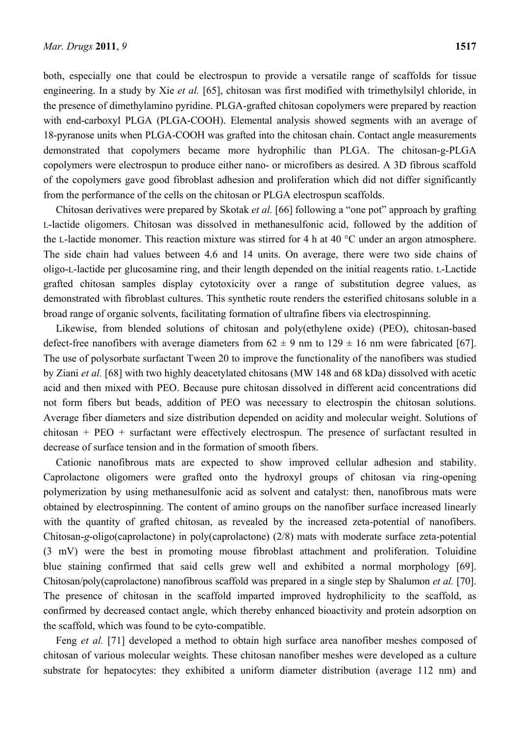both, especially one that could be electrospun to provide a versatile range of scaffolds for tissue engineering. In a study by Xie *et al.* [65], chitosan was first modified with trimethylsilyl chloride, in the presence of dimethylamino pyridine. PLGA-grafted chitosan copolymers were prepared by reaction with end-carboxyl PLGA (PLGA-COOH). Elemental analysis showed segments with an average of 18-pyranose units when PLGA-COOH was grafted into the chitosan chain. Contact angle measurements demonstrated that copolymers became more hydrophilic than PLGA. The chitosan-g-PLGA copolymers were electrospun to produce either nano- or microfibers as desired. A 3D fibrous scaffold of the copolymers gave good fibroblast adhesion and proliferation which did not differ significantly from the performance of the cells on the chitosan or PLGA electrospun scaffolds.

Chitosan derivatives were prepared by Skotak *et al.* [66] following a "one pot" approach by grafting L-lactide oligomers. Chitosan was dissolved in methanesulfonic acid, followed by the addition of the L-lactide monomer. This reaction mixture was stirred for 4 h at 40 °C under an argon atmosphere. The side chain had values between 4.6 and 14 units. On average, there were two side chains of oligo-L-lactide per glucosamine ring, and their length depended on the initial reagents ratio. L-Lactide grafted chitosan samples display cytotoxicity over a range of substitution degree values, as demonstrated with fibroblast cultures. This synthetic route renders the esterified chitosans soluble in a broad range of organic solvents, facilitating formation of ultrafine fibers via electrospinning.

Likewise, from blended solutions of chitosan and poly(ethylene oxide) (PEO), chitosan-based defect-free nanofibers with average diameters from 62 ± 9 nm to 129 ± 16 nm were fabricated [67]. The use of polysorbate surfactant Tween 20 to improve the functionality of the nanofibers was studied by Ziani *et al.* [68] with two highly deacetylated chitosans (MW 148 and 68 kDa) dissolved with acetic acid and then mixed with PEO. Because pure chitosan dissolved in different acid concentrations did not form fibers but beads, addition of PEO was necessary to electrospin the chitosan solutions. Average fiber diameters and size distribution depended on acidity and molecular weight. Solutions of chitosan + PEO + surfactant were effectively electrospun. The presence of surfactant resulted in decrease of surface tension and in the formation of smooth fibers.

Cationic nanofibrous mats are expected to show improved cellular adhesion and stability. Caprolactone oligomers were grafted onto the hydroxyl groups of chitosan via ring-opening polymerization by using methanesulfonic acid as solvent and catalyst: then, nanofibrous mats were obtained by electrospinning. The content of amino groups on the nanofiber surface increased linearly with the quantity of grafted chitosan, as revealed by the increased zeta-potential of nanofibers. Chitosan-*g*-oligo(caprolactone) in poly(caprolactone) (2/8) mats with moderate surface zeta-potential (3 mV) were the best in promoting mouse fibroblast attachment and proliferation. Toluidine blue staining confirmed that said cells grew well and exhibited a normal morphology [69]. Chitosan/poly(caprolactone) nanofibrous scaffold was prepared in a single step by Shalumon *et al.* [70]. The presence of chitosan in the scaffold imparted improved hydrophilicity to the scaffold, as confirmed by decreased contact angle, which thereby enhanced bioactivity and protein adsorption on the scaffold, which was found to be cyto-compatible.

Feng *et al.* [71] developed a method to obtain high surface area nanofiber meshes composed of chitosan of various molecular weights. These chitosan nanofiber meshes were developed as a culture substrate for hepatocytes: they exhibited a uniform diameter distribution (average 112 nm) and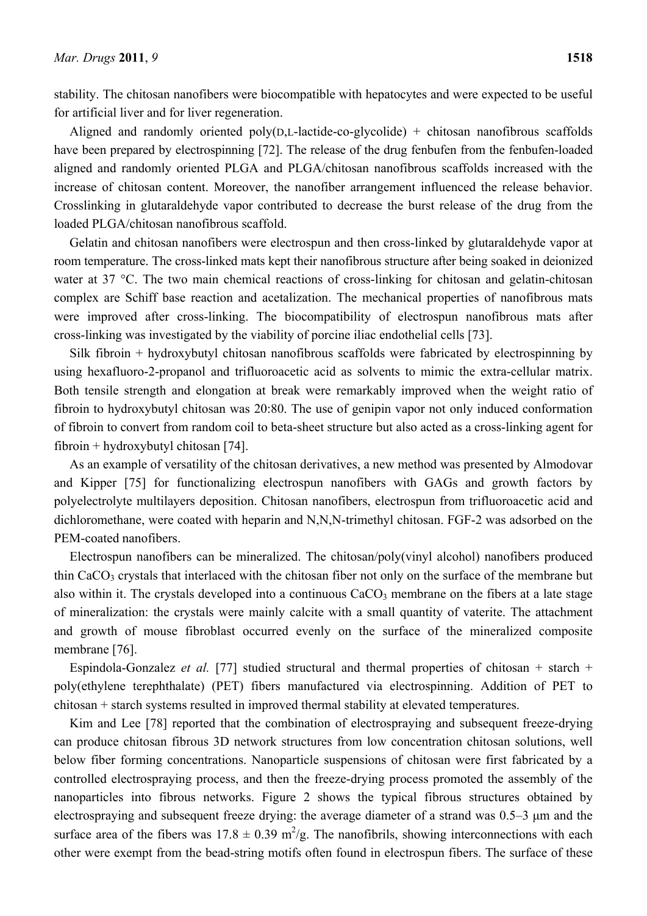stability. The chitosan nanofibers were biocompatible with hepatocytes and were expected to be useful for artificial liver and for liver regeneration.

Aligned and randomly oriented poly(D,L-lactide-co-glycolide) + chitosan nanofibrous scaffolds have been prepared by electrospinning [72]. The release of the drug fenbufen from the fenbufen-loaded aligned and randomly oriented PLGA and PLGA/chitosan nanofibrous scaffolds increased with the increase of chitosan content. Moreover, the nanofiber arrangement influenced the release behavior. Crosslinking in glutaraldehyde vapor contributed to decrease the burst release of the drug from the loaded PLGA/chitosan nanofibrous scaffold.

Gelatin and chitosan nanofibers were electrospun and then cross-linked by glutaraldehyde vapor at room temperature. The cross-linked mats kept their nanofibrous structure after being soaked in deionized water at 37 °C. The two main chemical reactions of cross-linking for chitosan and gelatin-chitosan complex are Schiff base reaction and acetalization. The mechanical properties of nanofibrous mats were improved after cross-linking. The biocompatibility of electrospun nanofibrous mats after cross-linking was investigated by the viability of porcine iliac endothelial cells [73].

Silk fibroin + hydroxybutyl chitosan nanofibrous scaffolds were fabricated by electrospinning by using hexafluoro-2-propanol and trifluoroacetic acid as solvents to mimic the extra-cellular matrix. Both tensile strength and elongation at break were remarkably improved when the weight ratio of fibroin to hydroxybutyl chitosan was 20:80. The use of genipin vapor not only induced conformation of fibroin to convert from random coil to beta-sheet structure but also acted as a cross-linking agent for fibroin + hydroxybutyl chitosan [74].

As an example of versatility of the chitosan derivatives, a new method was presented by Almodovar and Kipper [75] for functionalizing electrospun nanofibers with GAGs and growth factors by polyelectrolyte multilayers deposition. Chitosan nanofibers, electrospun from trifluoroacetic acid and dichloromethane, were coated with heparin and N,N,N-trimethyl chitosan. FGF-2 was adsorbed on the PEM-coated nanofibers.

Electrospun nanofibers can be mineralized. The chitosan/poly(vinyl alcohol) nanofibers produced thin $CaCO_3$ crystals that interlaced with the chitosan fiber not only on the surface of the membrane but also within it. The crystals developed into a continuous $CaCO_3$ membrane on the fibers at a late stage of mineralization: the crystals were mainly calcite with a small quantity of vaterite. The attachment and growth of mouse fibroblast occurred evenly on the surface of the mineralized composite membrane [76].

Espindola-Gonzalez *et al.* [77] studied structural and thermal properties of chitosan + starch + poly(ethylene terephthalate) (PET) fibers manufactured via electrospinning. Addition of PET to chitosan + starch systems resulted in improved thermal stability at elevated temperatures.

Kim and Lee [78] reported that the combination of electrospraying and subsequent freeze-drying can produce chitosan fibrous 3D network structures from low concentration chitosan solutions, well below fiber forming concentrations. Nanoparticle suspensions of chitosan were first fabricated by a controlled electrospraying process, and then the freeze-drying process promoted the assembly of the nanoparticles into fibrous networks. Figure 2 shows the typical fibrous structures obtained by electrospraying and subsequent freeze drying: the average diameter of a strand was 0.5–3 μm and the surface area of the fibers was $17.8 \pm 0.39$ $m^2/g$. The nanofibrils, showing interconnections with each other were exempt from the bead-string motifs often found in electrospun fibers. The surface of these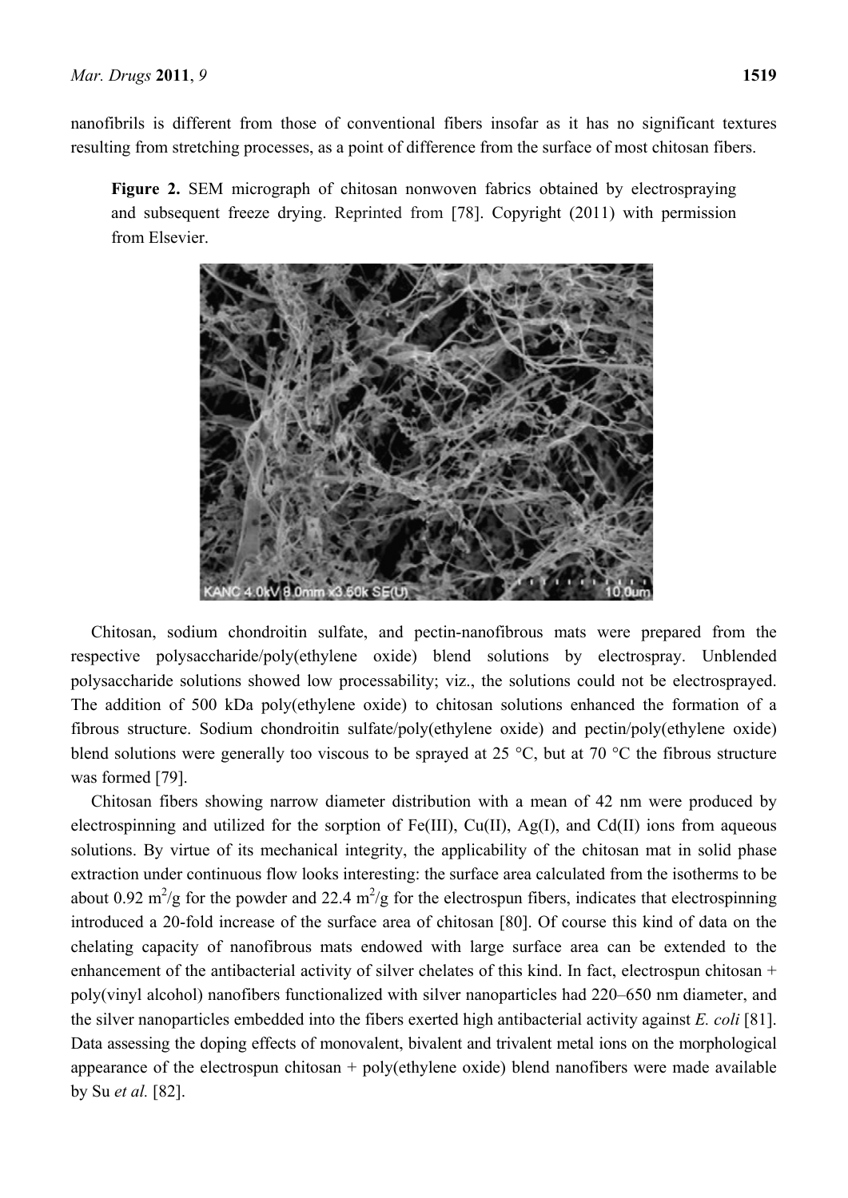nanofibrils is different from those of conventional fibers insofar as it has no significant textures resulting from stretching processes, as a point of difference from the surface of most chitosan fibers.

**Figure 2.** SEM micrograph of chitosan nonwoven fabrics obtained by electrospraying and subsequent freeze drying. Reprinted from [78]. Copyright (2011) with permission from Elsevier.

Chitosan, sodium chondroitin sulfate, and pectin-nanofibrous mats were prepared from the respective polysaccharide/poly(ethylene oxide) blend solutions by electrospray. Unblended polysaccharide solutions showed low processability; viz., the solutions could not be electrosprayed. The addition of 500 kDa poly(ethylene oxide) to chitosan solutions enhanced the formation of a fibrous structure. Sodium chondroitin sulfate/poly(ethylene oxide) and pectin/poly(ethylene oxide) blend solutions were generally too viscous to be sprayed at 25 °C, but at 70 °C the fibrous structure was formed [79].

Chitosan fibers showing narrow diameter distribution with a mean of 42 nm were produced by electrospinning and utilized for the sorption of Fe(III), Cu(II), Ag(I), and Cd(II) ions from aqueous solutions. By virtue of its mechanical integrity, the applicability of the chitosan mat in solid phase extraction under continuous flow looks interesting: the surface area calculated from the isotherms to be about 0.92 $m^2/g$ for the powder and 22.4 $m^2/g$ for the electrospun fibers, indicates that electrospinning introduced a 20-fold increase of the surface area of chitosan [80]. Of course this kind of data on the chelating capacity of nanofibrous mats endowed with large surface area can be extended to the enhancement of the antibacterial activity of silver chelates of this kind. In fact, electrospun chitosan + poly(vinyl alcohol) nanofibers functionalized with silver nanoparticles had 220–650 nm diameter, and the silver nanoparticles embedded into the fibers exerted high antibacterial activity against *E. coli* [81]. Data assessing the doping effects of monovalent, bivalent and trivalent metal ions on the morphological appearance of the electrospun chitosan + poly(ethylene oxide) blend nanofibers were made available by Su *et al.* [82].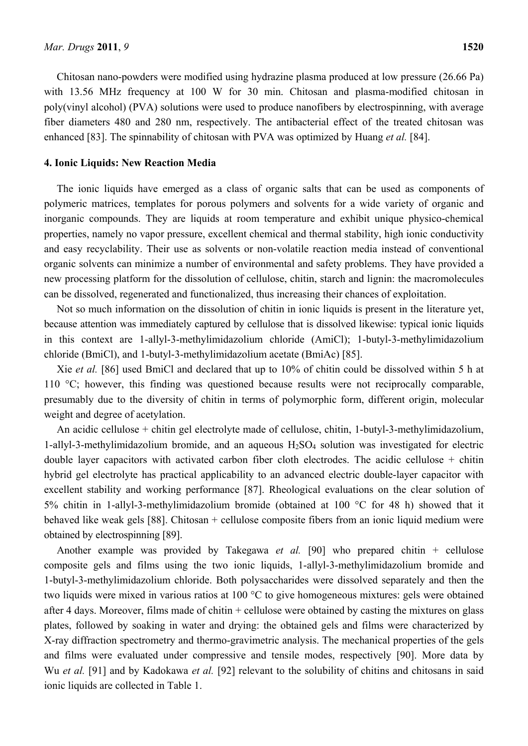Chitosan nano-powders were modified using hydrazine plasma produced at low pressure (26.66 Pa) with 13.56 MHz frequency at 100 W for 30 min. Chitosan and plasma-modified chitosan in poly(vinyl alcohol) (PVA) solutions were used to produce nanofibers by electrospinning, with average fiber diameters 480 and 280 nm, respectively. The antibacterial effect of the treated chitosan was enhanced [83]. The spinnability of chitosan with PVA was optimized by Huang *et al.* [84].

## 4. Ionic Liquids: New Reaction Media

The ionic liquids have emerged as a class of organic salts that can be used as components of polymeric matrices, templates for porous polymers and solvents for a wide variety of organic and inorganic compounds. They are liquids at room temperature and exhibit unique physico-chemical properties, namely no vapor pressure, excellent chemical and thermal stability, high ionic conductivity and easy recyclability. Their use as solvents or non-volatile reaction media instead of conventional organic solvents can minimize a number of environmental and safety problems. They have provided a new processing platform for the dissolution of cellulose, chitin, starch and lignin: the macromolecules can be dissolved, regenerated and functionalized, thus increasing their chances of exploitation.

Not so much information on the dissolution of chitin in ionic liquids is present in the literature yet, because attention was immediately captured by cellulose that is dissolved likewise: typical ionic liquids in this context are 1-allyl-3-methylimidazolium chloride (AmiCl); 1-butyl-3-methylimidazolium chloride (BmiCl), and 1-butyl-3-methylimidazolium acetate (BmiAc) [85].

Xie *et al.* [86] used BmiCl and declared that up to 10% of chitin could be dissolved within 5 h at 110 °C; however, this finding was questioned because results were not reciprocally comparable, presumably due to the diversity of chitin in terms of polymorphic form, different origin, molecular weight and degree of acetylation.

An acidic cellulose + chitin gel electrolyte made of cellulose, chitin, 1-butyl-3-methylimidazolium, 1-allyl-3-methylimidazolium bromide, and an aqueous $H_2SO_4$ solution was investigated for electric double layer capacitors with activated carbon fiber cloth electrodes. The acidic cellulose + chitin hybrid gel electrolyte has practical applicability to an advanced electric double-layer capacitor with excellent stability and working performance [87]. Rheological evaluations on the clear solution of 5% chitin in 1-allyl-3-methylimidazolium bromide (obtained at 100 °C for 48 h) showed that it behaved like weak gels [88]. Chitosan + cellulose composite fibers from an ionic liquid medium were obtained by electrospinning [89].

Another example was provided by Takegawa *et al.* [90] who prepared chitin + cellulose composite gels and films using the two ionic liquids, 1-allyl-3-methylimidazolium bromide and 1-butyl-3-methylimidazolium chloride. Both polysaccharides were dissolved separately and then the two liquids were mixed in various ratios at 100 °C to give homogeneous mixtures: gels were obtained after 4 days. Moreover, films made of chitin + cellulose were obtained by casting the mixtures on glass plates, followed by soaking in water and drying: the obtained gels and films were characterized by X-ray diffraction spectrometry and thermo-gravimetric analysis. The mechanical properties of the gels and films were evaluated under compressive and tensile modes, respectively [90]. More data by Wu *et al.* [91] and by Kadokawa *et al.* [92] relevant to the solubility of chitins and chitosans in said ionic liquids are collected in Table 1.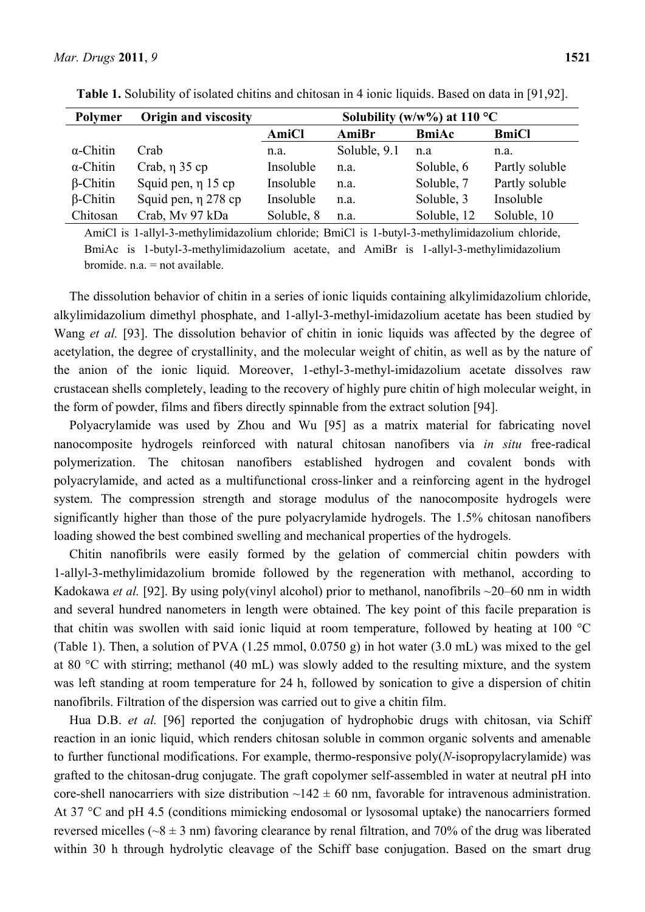**Table 1.** Solubility of isolated chitins and chitosan in 4 ionic liquids. Based on data in [91,92].

| Polymer | Origin and viscosity | Solubility (w/w%) at 110 °C | | | |
|---|---|---|---|---|---|
| | | AmiCl | AmiBr | BmiAc | BmiCl |
| α-Chitin | Crab | n.a. | Soluble, 9.1 | n.a | n.a. |
| α-Chitin | Crab, η 35 cp | Insoluble | n.a. | Soluble, 6 | Partly soluble |
| β-Chitin | Squid pen, η 15 cp | Insoluble | n.a. | Soluble, 7 | Partly soluble |
| β-Chitin | Squid pen, η 278 cp | Insoluble | n.a. | Soluble, 3 | Insoluble |
| Chitosan | Crab, Mv 97 kDa | Soluble, 8 | n.a. | Soluble, 12 | Soluble, 10 |

AmiCl is 1-allyl-3-methylimidazolium chloride; BmiCl is 1-butyl-3-methylimidazolium chloride, BmiAc is 1-butyl-3-methylimidazolium acetate, and AmiBr is 1-allyl-3-methylimidazolium bromide. n.a. = not available.

The dissolution behavior of chitin in a series of ionic liquids containing alkylimidazolium chloride, alkylimidazolium dimethyl phosphate, and 1-allyl-3-methyl-imidazolium acetate has been studied by Wang *et al.* [93]. The dissolution behavior of chitin in ionic liquids was affected by the degree of acetylation, the degree of crystallinity, and the molecular weight of chitin, as well as by the nature of the anion of the ionic liquid. Moreover, 1-ethyl-3-methyl-imidazolium acetate dissolves raw crustacean shells completely, leading to the recovery of highly pure chitin of high molecular weight, in the form of powder, films and fibers directly spinnable from the extract solution [94].

Polyacrylamide was used by Zhou and Wu [95] as a matrix material for fabricating novel nanocomposite hydrogels reinforced with natural chitosan nanofibers via *in situ* free-radical polymerization. The chitosan nanofibers established hydrogen and covalent bonds with polyacrylamide, and acted as a multifunctional cross-linker and a reinforcing agent in the hydrogel system. The compression strength and storage modulus of the nanocomposite hydrogels were significantly higher than those of the pure polyacrylamide hydrogels. The 1.5% chitosan nanofibers loading showed the best combined swelling and mechanical properties of the hydrogels.

Chitin nanofibrils were easily formed by the gelation of commercial chitin powders with 1-allyl-3-methylimidazolium bromide followed by the regeneration with methanol, according to Kadokawa *et al.* [92]. By using poly(vinyl alcohol) prior to methanol, nanofibrils ~20–60 nm in width and several hundred nanometers in length were obtained. The key point of this facile preparation is that chitin was swollen with said ionic liquid at room temperature, followed by heating at 100 °C (Table 1). Then, a solution of PVA (1.25 mmol, 0.0750 g) in hot water (3.0 mL) was mixed to the gel at 80 °C with stirring; methanol (40 mL) was slowly added to the resulting mixture, and the system was left standing at room temperature for 24 h, followed by sonication to give a dispersion of chitin nanofibrils. Filtration of the dispersion was carried out to give a chitin film.

Hua D.B. *et al.* [96] reported the conjugation of hydrophobic drugs with chitosan, via Schiff reaction in an ionic liquid, which renders chitosan soluble in common organic solvents and amenable to further functional modifications. For example, thermo-responsive poly(*N*-isopropylacrylamide) was grafted to the chitosan-drug conjugate. The graft copolymer self-assembled in water at neutral pH into core-shell nanocarriers with size distribution ~142 ± 60 nm, favorable for intravenous administration. At 37 °C and pH 4.5 (conditions mimicking endosomal or lysosomal uptake) the nanocarriers formed reversed micelles (~8 ± 3 nm) favoring clearance by renal filtration, and 70% of the drug was liberated within 30 h through hydrolytic cleavage of the Schiff base conjugation. Based on the smart drug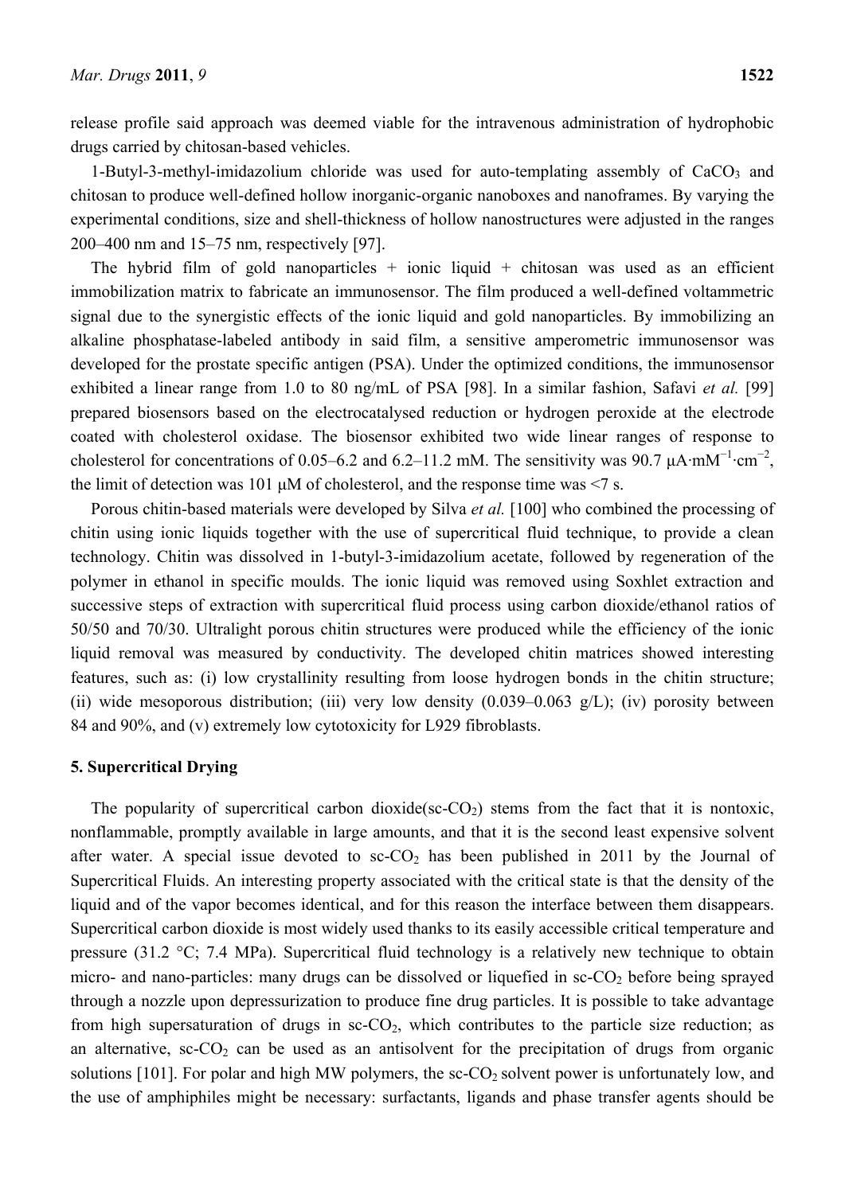release profile said approach was deemed viable for the intravenous administration of hydrophobic drugs carried by chitosan-based vehicles.

1-Butyl-3-methyl-imidazolium chloride was used for auto-templating assembly of $CaCO_3$ and chitosan to produce well-defined hollow inorganic-organic nanoboxes and nanoframes. By varying the experimental conditions, size and shell-thickness of hollow nanostructures were adjusted in the ranges 200–400 nm and 15–75 nm, respectively [97].

The hybrid film of gold nanoparticles + ionic liquid + chitosan was used as an efficient immobilization matrix to fabricate an immunosensor. The film produced a well-defined voltammetric signal due to the synergistic effects of the ionic liquid and gold nanoparticles. By immobilizing an alkaline phosphatase-labeled antibody in said film, a sensitive amperometric immunosensor was developed for the prostate specific antigen (PSA). Under the optimized conditions, the immunosensor exhibited a linear range from 1.0 to 80 ng/mL of PSA [98]. In a similar fashion, Safavi *et al.* [99] prepared biosensors based on the electrocatalysed reduction or hydrogen peroxide at the electrode coated with cholesterol oxidase. The biosensor exhibited two wide linear ranges of response to cholesterol for concentrations of 0.05–6.2 and 6.2–11.2 mM. The sensitivity was 90.7 $\mu A \cdot mM^{-1} \cdot cm^{-2}$, the limit of detection was 101 μM of cholesterol, and the response time was <7 s.

Porous chitin-based materials were developed by Silva *et al.* [100] who combined the processing of chitin using ionic liquids together with the use of supercritical fluid technique, to provide a clean technology. Chitin was dissolved in 1-butyl-3-imidazolium acetate, followed by regeneration of the polymer in ethanol in specific moulds. The ionic liquid was removed using Soxhlet extraction and successive steps of extraction with supercritical fluid process using carbon dioxide/ethanol ratios of 50/50 and 70/30. Ultralight porous chitin structures were produced while the efficiency of the ionic liquid removal was measured by conductivity. The developed chitin matrices showed interesting features, such as: (i) low crystallinity resulting from loose hydrogen bonds in the chitin structure; (ii) wide mesoporous distribution; (iii) very low density (0.039–0.063 g/L); (iv) porosity between 84 and 90%, and (v) extremely low cytotoxicity for L929 fibroblasts.

## 5. Supercritical Drying

The popularity of supercritical carbon dioxide(sc-$CO_2$) stems from the fact that it is nontoxic, nonflammable, promptly available in large amounts, and that it is the second least expensive solvent after water. A special issue devoted to sc-$CO_2$ has been published in 2011 by the Journal of Supercritical Fluids. An interesting property associated with the critical state is that the density of the liquid and of the vapor becomes identical, and for this reason the interface between them disappears. Supercritical carbon dioxide is most widely used thanks to its easily accessible critical temperature and pressure (31.2 °C; 7.4 MPa). Supercritical fluid technology is a relatively new technique to obtain micro- and nano-particles: many drugs can be dissolved or liquefied in sc-$CO_2$ before being sprayed through a nozzle upon depressurization to produce fine drug particles. It is possible to take advantage from high supersaturation of drugs in sc-$CO_2$, which contributes to the particle size reduction; as an alternative, sc-$CO_2$ can be used as an antisolvent for the precipitation of drugs from organic solutions [101]. For polar and high MW polymers, the sc-$CO_2$ solvent power is unfortunately low, and the use of amphiphiles might be necessary: surfactants, ligands and phase transfer agents should be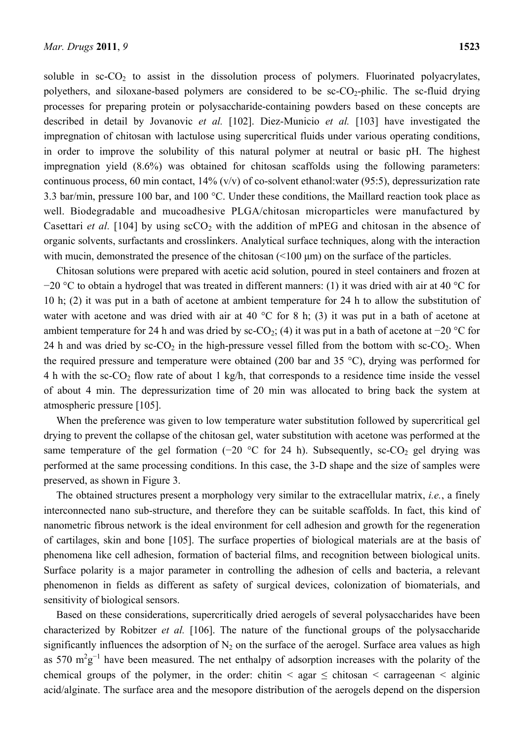soluble in sc-$CO_2$ to assist in the dissolution process of polymers. Fluorinated polyacrylates, polyethers, and siloxane-based polymers are considered to be sc-$CO_2$-philic. The sc-fluid drying processes for preparing protein or polysaccharide-containing powders based on these concepts are described in detail by Jovanovic *et al.* [102]. Diez-Municio *et al.* [103] have investigated the impregnation of chitosan with lactulose using supercritical fluids under various operating conditions, in order to improve the solubility of this natural polymer at neutral or basic pH. The highest impregnation yield (8.6%) was obtained for chitosan scaffolds using the following parameters: continuous process, 60 min contact, 14% (v/v) of co-solvent ethanol:water (95:5), depressurization rate 3.3 bar/min, pressure 100 bar, and 100 °C. Under these conditions, the Maillard reaction took place as well. Biodegradable and mucoadhesive PLGA/chitosan microparticles were manufactured by Casettari *et al.* [104] by using sc$CO_2$ with the addition of mPEG and chitosan in the absence of organic solvents, surfactants and crosslinkers. Analytical surface techniques, along with the interaction with mucin, demonstrated the presence of the chitosan (<100 μm) on the surface of the particles.

Chitosan solutions were prepared with acetic acid solution, poured in steel containers and frozen at −20 °C to obtain a hydrogel that was treated in different manners: (1) it was dried with air at 40 °C for 10 h; (2) it was put in a bath of acetone at ambient temperature for 24 h to allow the substitution of water with acetone and was dried with air at 40 °C for 8 h; (3) it was put in a bath of acetone at ambient temperature for 24 h and was dried by sc-$CO_2$; (4) it was put in a bath of acetone at −20 °C for 24 h and was dried by sc-$CO_2$ in the high-pressure vessel filled from the bottom with sc-$CO_2$. When the required pressure and temperature were obtained (200 bar and 35 °C), drying was performed for 4 h with the sc-$CO_2$ flow rate of about 1 kg/h, that corresponds to a residence time inside the vessel of about 4 min. The depressurization time of 20 min was allocated to bring back the system at atmospheric pressure [105].

When the preference was given to low temperature water substitution followed by supercritical gel drying to prevent the collapse of the chitosan gel, water substitution with acetone was performed at the same temperature of the gel formation (−20 °C for 24 h). Subsequently, sc-$CO_2$ gel drying was performed at the same processing conditions. In this case, the 3-D shape and the size of samples were preserved, as shown in Figure 3.

The obtained structures present a morphology very similar to the extracellular matrix, *i.e.*, a finely interconnected nano sub-structure, and therefore they can be suitable scaffolds. In fact, this kind of nanometric fibrous network is the ideal environment for cell adhesion and growth for the regeneration of cartilages, skin and bone [105]. The surface properties of biological materials are at the basis of phenomena like cell adhesion, formation of bacterial films, and recognition between biological units. Surface polarity is a major parameter in controlling the adhesion of cells and bacteria, a relevant phenomenon in fields as different as safety of surgical devices, colonization of biomaterials, and sensitivity of biological sensors.

Based on these considerations, supercritically dried aerogels of several polysaccharides have been characterized by Robitzer *et al.* [106]. The nature of the functional groups of the polysaccharide significantly influences the adsorption of $N_2$ on the surface of the aerogel. Surface area values as high as 570 $m^2g^{-1}$ have been measured. The net enthalpy of adsorption increases with the polarity of the chemical groups of the polymer, in the order: chitin < agar ≤ chitosan < carrageenan < alginic acid/alginate. The surface area and the mesopore distribution of the aerogels depend on the dispersion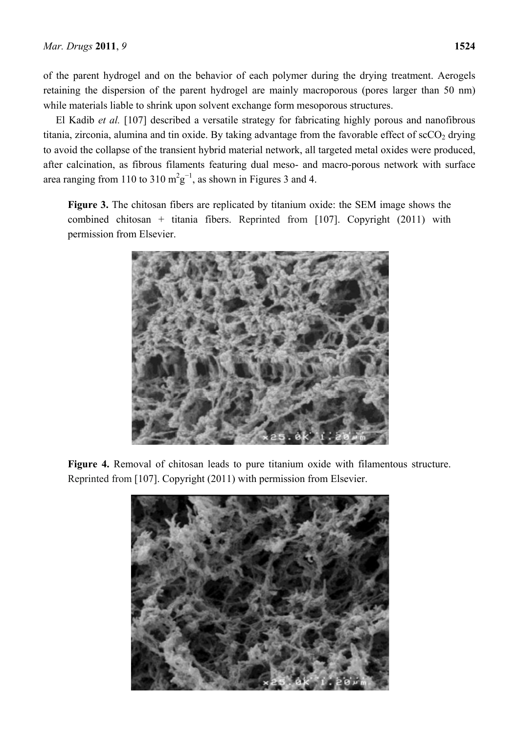of the parent hydrogel and on the behavior of each polymer during the drying treatment. Aerogels retaining the dispersion of the parent hydrogel are mainly macroporous (pores larger than 50 nm) while materials liable to shrink upon solvent exchange form mesoporous structures.

El Kadib *et al.* [107] described a versatile strategy for fabricating highly porous and nanofibrous titania, zirconia, alumina and tin oxide. By taking advantage from the favorable effect of $scCO_2$ drying to avoid the collapse of the transient hybrid material network, all targeted metal oxides were produced, after calcination, as fibrous filaments featuring dual meso- and macro-porous network with surface area ranging from 110 to 310 $m^2g^{-1}$, as shown in Figures 3 and 4.

**Figure 3.** The chitosan fibers are replicated by titanium oxide: the SEM image shows the combined chitosan + titania fibers. Reprinted from [107]. Copyright (2011) with permission from Elsevier.

**Figure 4.** Removal of chitosan leads to pure titanium oxide with filamentous structure. Reprinted from [107]. Copyright (2011) with permission from Elsevier.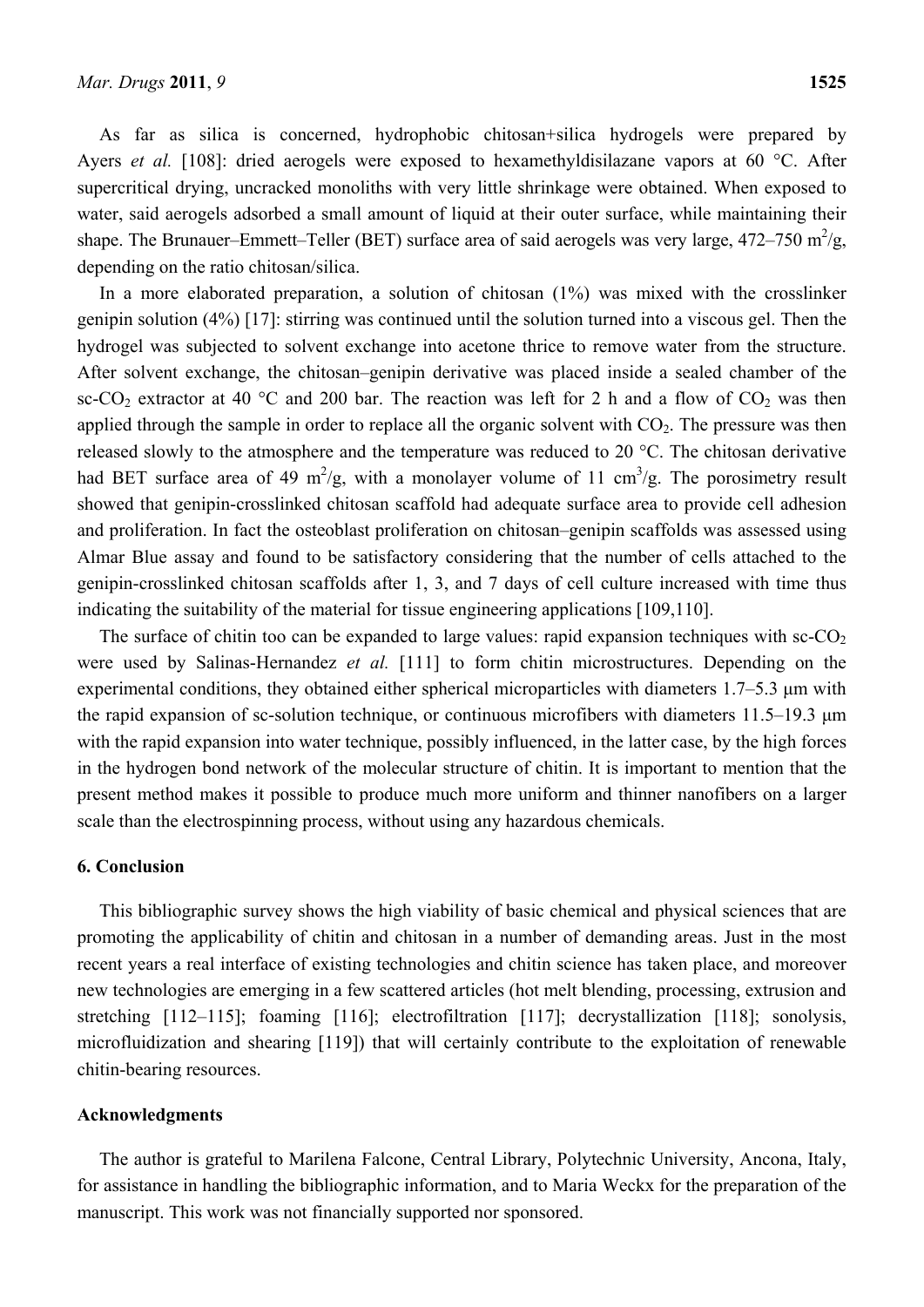As far as silica is concerned, hydrophobic chitosan+silica hydrogels were prepared by Ayers *et al.* [108]: dried aerogels were exposed to hexamethyldisilazane vapors at 60 °C. After supercritical drying, uncracked monoliths with very little shrinkage were obtained. When exposed to water, said aerogels adsorbed a small amount of liquid at their outer surface, while maintaining their shape. The Brunauer–Emmett–Teller (BET) surface area of said aerogels was very large, 472–750 $m^2/g$, depending on the ratio chitosan/silica.

In a more elaborated preparation, a solution of chitosan (1%) was mixed with the crosslinker genipin solution (4%) [17]: stirring was continued until the solution turned into a viscous gel. Then the hydrogel was subjected to solvent exchange into acetone thrice to remove water from the structure. After solvent exchange, the chitosan–genipin derivative was placed inside a sealed chamber of the sc-$CO_2$ extractor at 40 °C and 200 bar. The reaction was left for 2 h and a flow of $CO_2$ was then applied through the sample in order to replace all the organic solvent with $CO_2$. The pressure was then released slowly to the atmosphere and the temperature was reduced to 20 °C. The chitosan derivative had BET surface area of 49 $m^2/g$, with a monolayer volume of 11 $cm^3/g$. The porosimetry result showed that genipin-crosslinked chitosan scaffold had adequate surface area to provide cell adhesion and proliferation. In fact the osteoblast proliferation on chitosan–genipin scaffolds was assessed using Almar Blue assay and found to be satisfactory considering that the number of cells attached to the genipin-crosslinked chitosan scaffolds after 1, 3, and 7 days of cell culture increased with time thus indicating the suitability of the material for tissue engineering applications [109,110].

The surface of chitin too can be expanded to large values: rapid expansion techniques with sc-$CO_2$ were used by Salinas-Hernandez *et al.* [111] to form chitin microstructures. Depending on the experimental conditions, they obtained either spherical microparticles with diameters 1.7–5.3 μm with the rapid expansion of sc-solution technique, or continuous microfibers with diameters 11.5–19.3 μm with the rapid expansion into water technique, possibly influenced, in the latter case, by the high forces in the hydrogen bond network of the molecular structure of chitin. It is important to mention that the present method makes it possible to produce much more uniform and thinner nanofibers on a larger scale than the electrospinning process, without using any hazardous chemicals.

## 6. Conclusion

This bibliographic survey shows the high viability of basic chemical and physical sciences that are promoting the applicability of chitin and chitosan in a number of demanding areas. Just in the most recent years a real interface of existing technologies and chitin science has taken place, and moreover new technologies are emerging in a few scattered articles (hot melt blending, processing, extrusion and stretching [112–115]; foaming [116]; electrofiltration [117]; decrystallization [118]; sonolysis, microfluidization and shearing [119]) that will certainly contribute to the exploitation of renewable chitin-bearing resources.

## Acknowledgments

The author is grateful to Marilena Falcone, Central Library, Polytechnic University, Ancona, Italy, for assistance in handling the bibliographic information, and to Maria Weckx for the preparation of the manuscript. This work was not financially supported nor sponsored.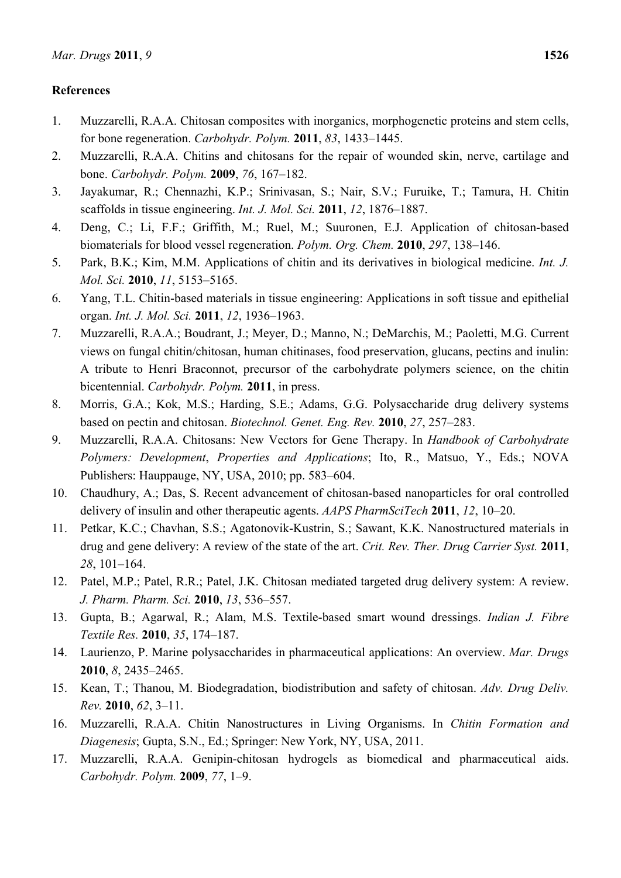## References

1. Muzzarelli, R.A.A. Chitosan composites with inorganics, morphogenetic proteins and stem cells, for bone regeneration. *Carbohydr. Polym.* **2011**, *83*, 1433–1445.
2. Muzzarelli, R.A.A. Chitins and chitosans for the repair of wounded skin, nerve, cartilage and bone. *Carbohydr. Polym.* **2009**, *76*, 167–182.
3. Jayakumar, R.; Chennazhi, K.P.; Srinivasan, S.; Nair, S.V.; Furuike, T.; Tamura, H. Chitin scaffolds in tissue engineering. *Int. J. Mol. Sci.* **2011**, *12*, 1876–1887.
4. Deng, C.; Li, F.F.; Griffith, M.; Ruel, M.; Suuronen, E.J. Application of chitosan-based biomaterials for blood vessel regeneration. *Polym. Org. Chem.* **2010**, *297*, 138–146.
5. Park, B.K.; Kim, M.M. Applications of chitin and its derivatives in biological medicine. *Int. J. Mol. Sci.* **2010**, *11*, 5153–5165.
6. Yang, T.L. Chitin-based materials in tissue engineering: Applications in soft tissue and epithelial organ. *Int. J. Mol. Sci.* **2011**, *12*, 1936–1963.
7. Muzzarelli, R.A.A.; Boudrant, J.; Meyer, D.; Manno, N.; DeMarchis, M.; Paoletti, M.G. Current views on fungal chitin/chitosan, human chitinases, food preservation, glucans, pectins and inulin: A tribute to Henri Braconnot, precursor of the carbohydrate polymers science, on the chitin bicentennial. *Carbohydr. Polym.* **2011**, in press.
8. Morris, G.A.; Kok, M.S.; Harding, S.E.; Adams, G.G. Polysaccharide drug delivery systems based on pectin and chitosan. *Biotechnol. Genet. Eng. Rev.* **2010**, *27*, 257–283.
9. Muzzarelli, R.A.A. Chitosans: New Vectors for Gene Therapy. In *Handbook of Carbohydrate Polymers: Development*, *Properties and Applications*; Ito, R., Matsuo, Y., Eds.; NOVA Publishers: Hauppauge, NY, USA, 2010; pp. 583–604.
10. Chaudhury, A.; Das, S. Recent advancement of chitosan-based nanoparticles for oral controlled delivery of insulin and other therapeutic agents. *AAPS PharmSciTech* **2011**, *12*, 10–20.
11. Petkar, K.C.; Chavhan, S.S.; Agatonovik-Kustrin, S.; Sawant, K.K. Nanostructured materials in drug and gene delivery: A review of the state of the art. *Crit. Rev. Ther. Drug Carrier Syst.* **2011**, *28*, 101–164.
12. Patel, M.P.; Patel, R.R.; Patel, J.K. Chitosan mediated targeted drug delivery system: A review. *J. Pharm. Pharm. Sci.* **2010**, *13*, 536–557.
13. Gupta, B.; Agarwal, R.; Alam, M.S. Textile-based smart wound dressings. *Indian J. Fibre Textile Res.* **2010**, *35*, 174–187.
14. Laurienzo, P. Marine polysaccharides in pharmaceutical applications: An overview. *Mar. Drugs* **2010**, *8*, 2435–2465.
15. Kean, T.; Thanou, M. Biodegradation, biodistribution and safety of chitosan. *Adv. Drug Deliv. Rev.* **2010**, *62*, 3–11.
16. Muzzarelli, R.A.A. Chitin Nanostructures in Living Organisms. In *Chitin Formation and Diagenesis*; Gupta, S.N., Ed.; Springer: New York, NY, USA, 2011.
17. Muzzarelli, R.A.A. Genipin-chitosan hydrogels as biomedical and pharmaceutical aids. *Carbohydr. Polym.* **2009**, *77*, 1–9.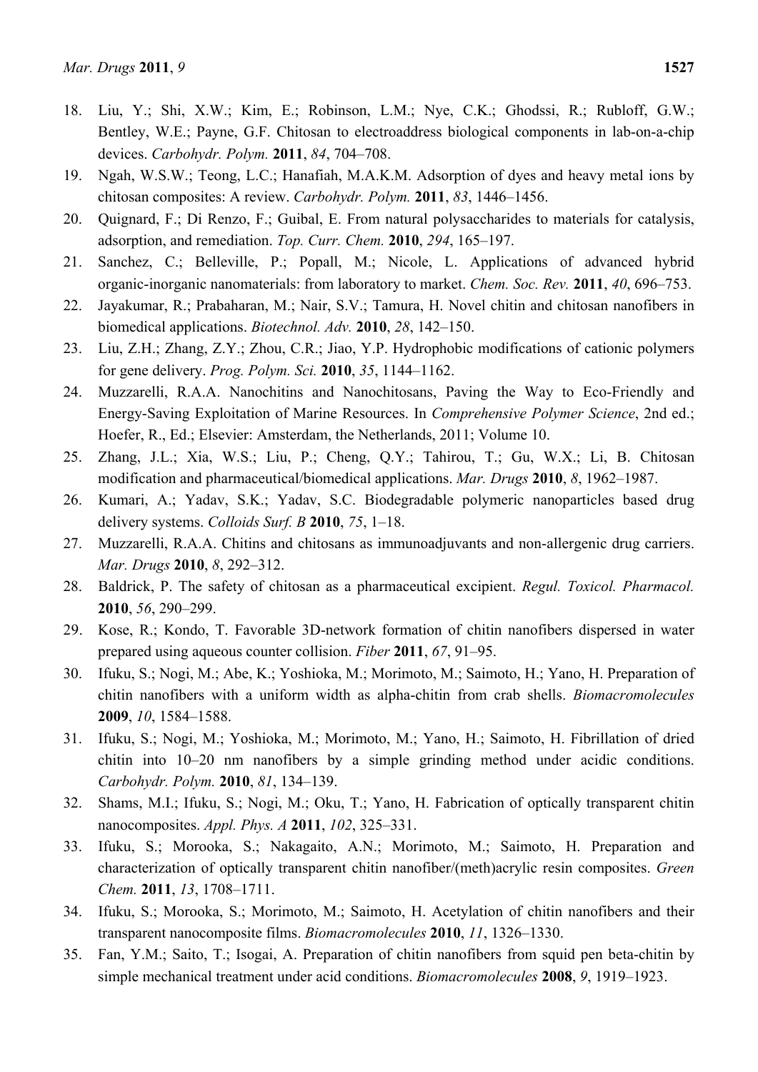18. Liu, Y.; Shi, X.W.; Kim, E.; Robinson, L.M.; Nye, C.K.; Ghodssi, R.; Rubloff, G.W.; Bentley, W.E.; Payne, G.F. Chitosan to electroaddress biological components in lab-on-a-chip devices. *Carbohydr. Polym.* **2011**, *84*, 704–708.
19. Ngah, W.S.W.; Teong, L.C.; Hanafiah, M.A.K.M. Adsorption of dyes and heavy metal ions by chitosan composites: A review. *Carbohydr. Polym.* **2011**, *83*, 1446–1456.
20. Quignard, F.; Di Renzo, F.; Guibal, E. From natural polysaccharides to materials for catalysis, adsorption, and remediation. *Top. Curr. Chem.* **2010**, *294*, 165–197.
21. Sanchez, C.; Belleville, P.; Popall, M.; Nicole, L. Applications of advanced hybrid organic-inorganic nanomaterials: from laboratory to market. *Chem. Soc. Rev.* **2011**, *40*, 696–753.
22. Jayakumar, R.; Prabaharan, M.; Nair, S.V.; Tamura, H. Novel chitin and chitosan nanofibers in biomedical applications. *Biotechnol. Adv.* **2010**, *28*, 142–150.
23. Liu, Z.H.; Zhang, Z.Y.; Zhou, C.R.; Jiao, Y.P. Hydrophobic modifications of cationic polymers for gene delivery. *Prog. Polym. Sci.* **2010**, *35*, 1144–1162.
24. Muzzarelli, R.A.A. Nanochitins and Nanochitosans, Paving the Way to Eco-Friendly and Energy-Saving Exploitation of Marine Resources. In *Comprehensive Polymer Science*, 2nd ed.; Hoefer, R., Ed.; Elsevier: Amsterdam, the Netherlands, 2011; Volume 10.
25. Zhang, J.L.; Xia, W.S.; Liu, P.; Cheng, Q.Y.; Tahirou, T.; Gu, W.X.; Li, B. Chitosan modification and pharmaceutical/biomedical applications. *Mar. Drugs* **2010**, *8*, 1962–1987.
26. Kumari, A.; Yadav, S.K.; Yadav, S.C. Biodegradable polymeric nanoparticles based drug delivery systems. *Colloids Surf. B* **2010**, *75*, 1–18.
27. Muzzarelli, R.A.A. Chitins and chitosans as immunoadjuvants and non-allergenic drug carriers. *Mar. Drugs* **2010**, *8*, 292–312.
28. Baldrick, P. The safety of chitosan as a pharmaceutical excipient. *Regul. Toxicol. Pharmacol.* **2010**, *56*, 290–299.
29. Kose, R.; Kondo, T. Favorable 3D-network formation of chitin nanofibers dispersed in water prepared using aqueous counter collision. *Fiber* **2011**, *67*, 91–95.
30. Ifuku, S.; Nogi, M.; Abe, K.; Yoshioka, M.; Morimoto, M.; Saimoto, H.; Yano, H. Preparation of chitin nanofibers with a uniform width as alpha-chitin from crab shells. *Biomacromolecules* **2009**, *10*, 1584–1588.
31. Ifuku, S.; Nogi, M.; Yoshioka, M.; Morimoto, M.; Yano, H.; Saimoto, H. Fibrillation of dried chitin into 10–20 nm nanofibers by a simple grinding method under acidic conditions. *Carbohydr. Polym.* **2010**, *81*, 134–139.
32. Shams, M.I.; Ifuku, S.; Nogi, M.; Oku, T.; Yano, H. Fabrication of optically transparent chitin nanocomposites. *Appl. Phys. A* **2011**, *102*, 325–331.
33. Ifuku, S.; Morooka, S.; Nakagaito, A.N.; Morimoto, M.; Saimoto, H. Preparation and characterization of optically transparent chitin nanofiber/(meth)acrylic resin composites. *Green Chem.* **2011**, *13*, 1708–1711.
34. Ifuku, S.; Morooka, S.; Morimoto, M.; Saimoto, H. Acetylation of chitin nanofibers and their transparent nanocomposite films. *Biomacromolecules* **2010**, *11*, 1326–1330.
35. Fan, Y.M.; Saito, T.; Isogai, A. Preparation of chitin nanofibers from squid pen beta-chitin by simple mechanical treatment under acid conditions. *Biomacromolecules* **2008**, *9*, 1919–1923.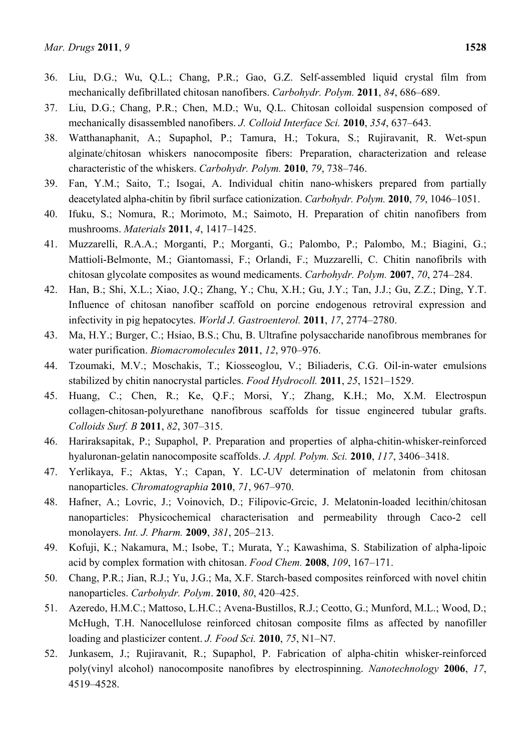36. Liu, D.G.; Wu, Q.L.; Chang, P.R.; Gao, G.Z. Self-assembled liquid crystal film from mechanically defibrillated chitosan nanofibers. *Carbohydr. Polym.* **2011**, *84*, 686–689.
37. Liu, D.G.; Chang, P.R.; Chen, M.D.; Wu, Q.L. Chitosan colloidal suspension composed of mechanically disassembled nanofibers. *J. Colloid Interface Sci.* **2010**, *354*, 637–643.
38. Watthanaphanit, A.; Supaphol, P.; Tamura, H.; Tokura, S.; Rujiravanit, R. Wet-spun alginate/chitosan whiskers nanocomposite fibers: Preparation, characterization and release characteristic of the whiskers. *Carbohydr. Polym.* **2010**, *79*, 738–746.
39. Fan, Y.M.; Saito, T.; Isogai, A. Individual chitin nano-whiskers prepared from partially deacetylated alpha-chitin by fibril surface cationization. *Carbohydr. Polym.* **2010**, *79*, 1046–1051.
40. Ifuku, S.; Nomura, R.; Morimoto, M.; Saimoto, H. Preparation of chitin nanofibers from mushrooms. *Materials* **2011**, *4*, 1417–1425.
41. Muzzarelli, R.A.A.; Morganti, P.; Morganti, G.; Palombo, P.; Palombo, M.; Biagini, G.; Mattioli-Belmonte, M.; Giantomassi, F.; Orlandi, F.; Muzzarelli, C. Chitin nanofibrils with chitosan glycolate composites as wound medicaments. *Carbohydr. Polym.* **2007**, *70*, 274–284.
42. Han, B.; Shi, X.L.; Xiao, J.Q.; Zhang, Y.; Chu, X.H.; Gu, J.Y.; Tan, J.J.; Gu, Z.Z.; Ding, Y.T. Influence of chitosan nanofiber scaffold on porcine endogenous retroviral expression and infectivity in pig hepatocytes. *World J. Gastroenterol.* **2011**, *17*, 2774–2780.
43. Ma, H.Y.; Burger, C.; Hsiao, B.S.; Chu, B. Ultrafine polysaccharide nanofibrous membranes for water purification. *Biomacromolecules* **2011**, *12*, 970–976.
44. Tzoumaki, M.V.; Moschakis, T.; Kiosseoglou, V.; Biliaderis, C.G. Oil-in-water emulsions stabilized by chitin nanocrystal particles. *Food Hydrocoll.* **2011**, *25*, 1521–1529.
45. Huang, C.; Chen, R.; Ke, Q.F.; Morsi, Y.; Zhang, K.H.; Mo, X.M. Electrospun collagen-chitosan-polyurethane nanofibrous scaffolds for tissue engineered tubular grafts. *Colloids Surf. B* **2011**, *82*, 307–315.
46. Hariraksapitak, P.; Supaphol, P. Preparation and properties of alpha-chitin-whisker-reinforced hyaluronan-gelatin nanocomposite scaffolds. *J. Appl. Polym. Sci.* **2010**, *117*, 3406–3418.
47. Yerlikaya, F.; Aktas, Y.; Capan, Y. LC-UV determination of melatonin from chitosan nanoparticles. *Chromatographia* **2010**, *71*, 967–970.
48. Hafner, A.; Lovric, J.; Voinovich, D.; Filipovic-Grcic, J. Melatonin-loaded lecithin/chitosan nanoparticles: Physicochemical characterisation and permeability through Caco-2 cell monolayers. *Int. J. Pharm.* **2009**, *381*, 205–213.
49. Kofuji, K.; Nakamura, M.; Isobe, T.; Murata, Y.; Kawashima, S. Stabilization of alpha-lipoic acid by complex formation with chitosan. *Food Chem.* **2008**, *109*, 167–171.
50. Chang, P.R.; Jian, R.J.; Yu, J.G.; Ma, X.F. Starch-based composites reinforced with novel chitin nanoparticles. *Carbohydr. Polym*. **2010**, *80*, 420–425.
51. Azeredo, H.M.C.; Mattoso, L.H.C.; Avena-Bustillos, R.J.; Ceotto, G.; Munford, M.L.; Wood, D.; McHugh, T.H. Nanocellulose reinforced chitosan composite films as affected by nanofiller loading and plasticizer content. *J. Food Sci.* **2010**, *75*, N1–N7.
52. Junkasem, J.; Rujiravanit, R.; Supaphol, P. Fabrication of alpha-chitin whisker-reinforced poly(vinyl alcohol) nanocomposite nanofibres by electrospinning. *Nanotechnology* **2006**, *17*, 4519–4528.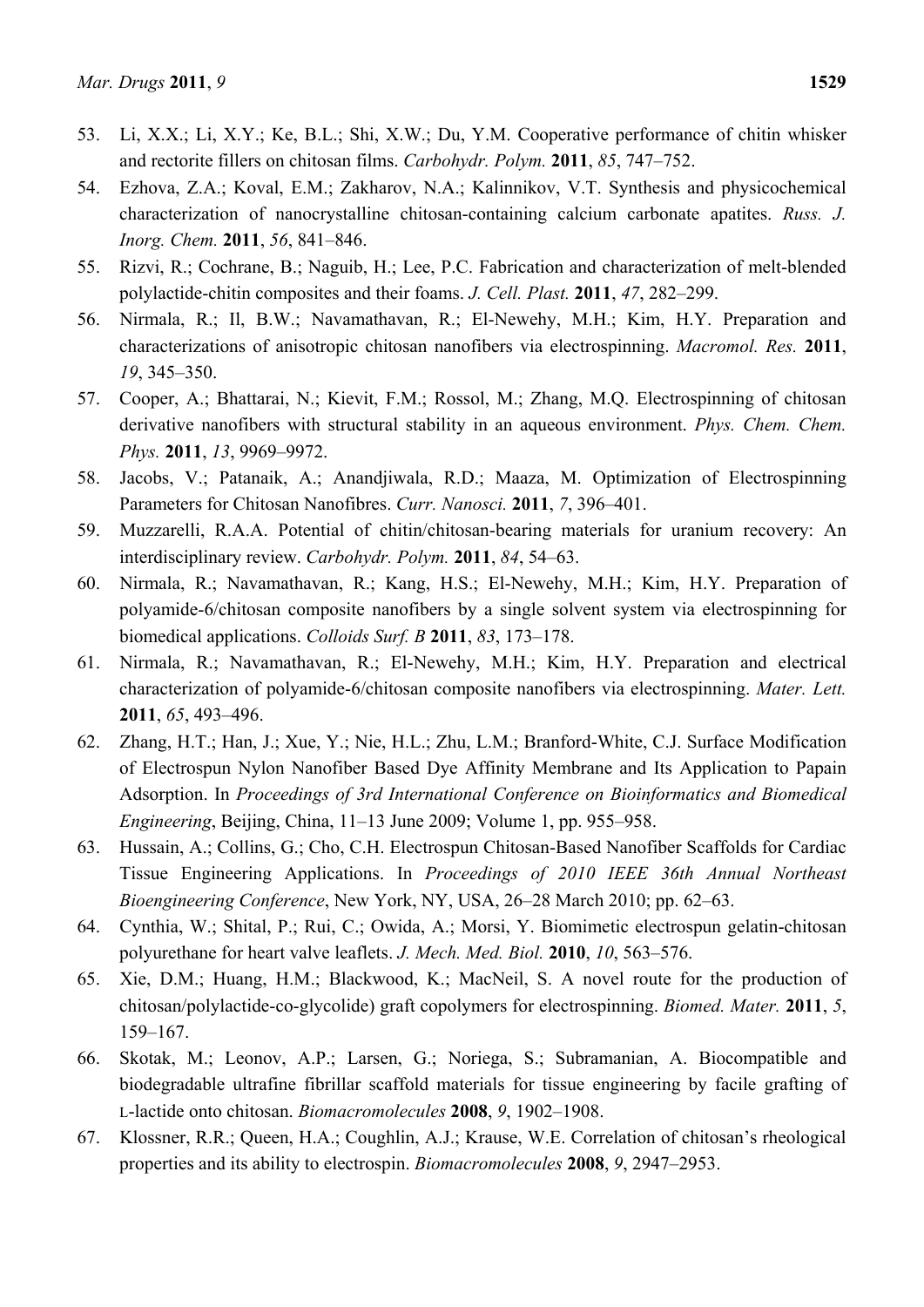53. Li, X.X.; Li, X.Y.; Ke, B.L.; Shi, X.W.; Du, Y.M. Cooperative performance of chitin whisker and rectorite fillers on chitosan films. *Carbohydr. Polym.* **2011**, *85*, 747–752.
54. Ezhova, Z.A.; Koval, E.M.; Zakharov, N.A.; Kalinnikov, V.T. Synthesis and physicochemical characterization of nanocrystalline chitosan-containing calcium carbonate apatites. *Russ. J. Inorg. Chem.* **2011**, *56*, 841–846.
55. Rizvi, R.; Cochrane, B.; Naguib, H.; Lee, P.C. Fabrication and characterization of melt-blended polylactide-chitin composites and their foams. *J. Cell. Plast.* **2011**, *47*, 282–299.
56. Nirmala, R.; Il, B.W.; Navamathavan, R.; El-Newehy, M.H.; Kim, H.Y. Preparation and characterizations of anisotropic chitosan nanofibers via electrospinning. *Macromol. Res.* **2011**, *19*, 345–350.
57. Cooper, A.; Bhattarai, N.; Kievit, F.M.; Rossol, M.; Zhang, M.Q. Electrospinning of chitosan derivative nanofibers with structural stability in an aqueous environment. *Phys. Chem. Chem. Phys.* **2011**, *13*, 9969–9972.
58. Jacobs, V.; Patanaik, A.; Anandjiwala, R.D.; Maaza, M. Optimization of Electrospinning Parameters for Chitosan Nanofibres. *Curr. Nanosci.* **2011**, *7*, 396–401.
59. Muzzarelli, R.A.A. Potential of chitin/chitosan-bearing materials for uranium recovery: An interdisciplinary review. *Carbohydr. Polym.* **2011**, *84*, 54–63.
60. Nirmala, R.; Navamathavan, R.; Kang, H.S.; El-Newehy, M.H.; Kim, H.Y. Preparation of polyamide-6/chitosan composite nanofibers by a single solvent system via electrospinning for biomedical applications. *Colloids Surf. B* **2011**, *83*, 173–178.
61. Nirmala, R.; Navamathavan, R.; El-Newehy, M.H.; Kim, H.Y. Preparation and electrical characterization of polyamide-6/chitosan composite nanofibers via electrospinning. *Mater. Lett.* **2011**, *65*, 493–496.
62. Zhang, H.T.; Han, J.; Xue, Y.; Nie, H.L.; Zhu, L.M.; Branford-White, C.J. Surface Modification of Electrospun Nylon Nanofiber Based Dye Affinity Membrane and Its Application to Papain Adsorption. In *Proceedings of 3rd International Conference on Bioinformatics and Biomedical Engineering*, Beijing, China, 11–13 June 2009; Volume 1, pp. 955–958.
63. Hussain, A.; Collins, G.; Cho, C.H. Electrospun Chitosan-Based Nanofiber Scaffolds for Cardiac Tissue Engineering Applications. In *Proceedings of 2010 IEEE 36th Annual Northeast Bioengineering Conference*, New York, NY, USA, 26–28 March 2010; pp. 62–63.
64. Cynthia, W.; Shital, P.; Rui, C.; Owida, A.; Morsi, Y. Biomimetic electrospun gelatin-chitosan polyurethane for heart valve leaflets. *J. Mech. Med. Biol.* **2010**, *10*, 563–576.
65. Xie, D.M.; Huang, H.M.; Blackwood, K.; MacNeil, S. A novel route for the production of chitosan/polylactide-co-glycolide) graft copolymers for electrospinning. *Biomed. Mater.* **2011**, *5*, 159–167.
66. Skotak, M.; Leonov, A.P.; Larsen, G.; Noriega, S.; Subramanian, A. Biocompatible and biodegradable ultrafine fibrillar scaffold materials for tissue engineering by facile grafting of L-lactide onto chitosan. *Biomacromolecules* **2008**, *9*, 1902–1908.
67. Klossner, R.R.; Queen, H.A.; Coughlin, A.J.; Krause, W.E. Correlation of chitosan's rheological properties and its ability to electrospin. *Biomacromolecules* **2008**, *9*, 2947–2953.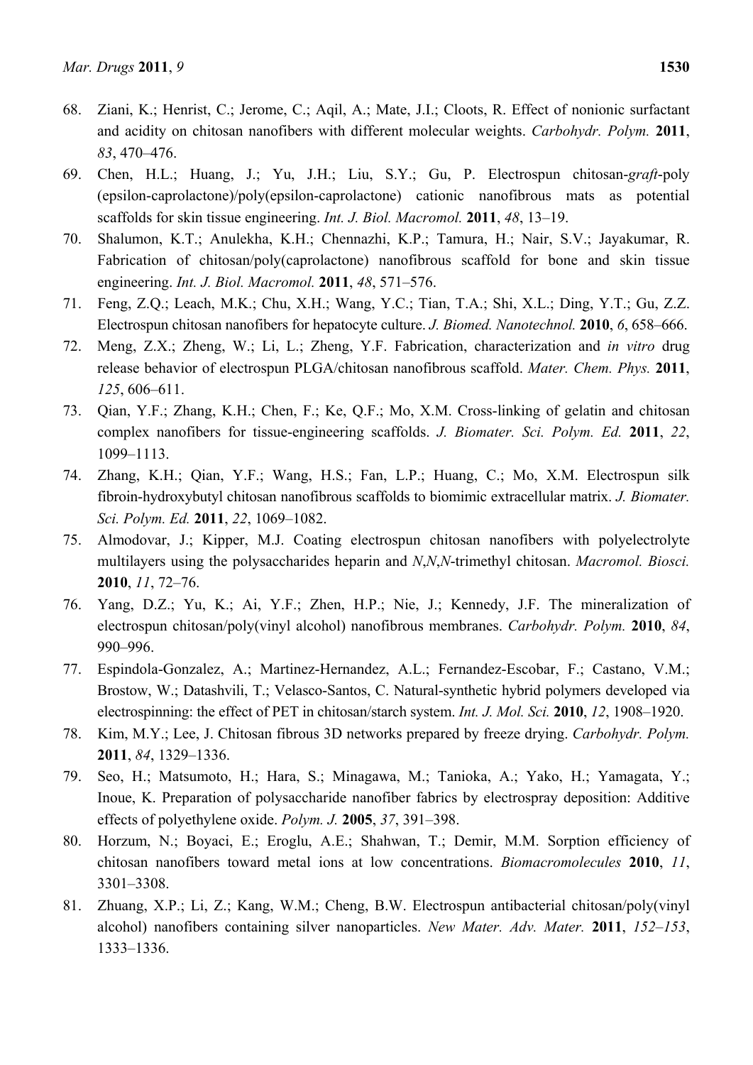68. Ziani, K.; Henrist, C.; Jerome, C.; Aqil, A.; Mate, J.I.; Cloots, R. Effect of nonionic surfactant and acidity on chitosan nanofibers with different molecular weights. *Carbohydr. Polym.* **2011**, *83*, 470–476.
69. Chen, H.L.; Huang, J.; Yu, J.H.; Liu, S.Y.; Gu, P. Electrospun chitosan-*graft*-poly (epsilon-caprolactone)/poly(epsilon-caprolactone) cationic nanofibrous mats as potential scaffolds for skin tissue engineering. *Int. J. Biol. Macromol.* **2011**, *48*, 13–19.
70. Shalumon, K.T.; Anulekha, K.H.; Chennazhi, K.P.; Tamura, H.; Nair, S.V.; Jayakumar, R. Fabrication of chitosan/poly(caprolactone) nanofibrous scaffold for bone and skin tissue engineering. *Int. J. Biol. Macromol.* **2011**, *48*, 571–576.
71. Feng, Z.Q.; Leach, M.K.; Chu, X.H.; Wang, Y.C.; Tian, T.A.; Shi, X.L.; Ding, Y.T.; Gu, Z.Z. Electrospun chitosan nanofibers for hepatocyte culture. *J. Biomed. Nanotechnol.* **2010**, *6*, 658–666.
72. Meng, Z.X.; Zheng, W.; Li, L.; Zheng, Y.F. Fabrication, characterization and *in vitro* drug release behavior of electrospun PLGA/chitosan nanofibrous scaffold. *Mater. Chem. Phys.* **2011**, *125*, 606–611.
73. Qian, Y.F.; Zhang, K.H.; Chen, F.; Ke, Q.F.; Mo, X.M. Cross-linking of gelatin and chitosan complex nanofibers for tissue-engineering scaffolds. *J. Biomater. Sci. Polym. Ed.* **2011**, *22*, 1099–1113.
74. Zhang, K.H.; Qian, Y.F.; Wang, H.S.; Fan, L.P.; Huang, C.; Mo, X.M. Electrospun silk fibroin-hydroxybutyl chitosan nanofibrous scaffolds to biomimic extracellular matrix. *J. Biomater. Sci. Polym. Ed.* **2011**, *22*, 1069–1082.
75. Almodovar, J.; Kipper, M.J. Coating electrospun chitosan nanofibers with polyelectrolyte multilayers using the polysaccharides heparin and *N*,*N*,*N*-trimethyl chitosan. *Macromol. Biosci.* **2010**, *11*, 72–76.
76. Yang, D.Z.; Yu, K.; Ai, Y.F.; Zhen, H.P.; Nie, J.; Kennedy, J.F. The mineralization of electrospun chitosan/poly(vinyl alcohol) nanofibrous membranes. *Carbohydr. Polym.* **2010**, *84*, 990–996.
77. Espindola-Gonzalez, A.; Martinez-Hernandez, A.L.; Fernandez-Escobar, F.; Castano, V.M.; Brostow, W.; Datashvili, T.; Velasco-Santos, C. Natural-synthetic hybrid polymers developed via electrospinning: the effect of PET in chitosan/starch system. *Int. J. Mol. Sci.* **2010**, *12*, 1908–1920.
78. Kim, M.Y.; Lee, J. Chitosan fibrous 3D networks prepared by freeze drying. *Carbohydr. Polym.* **2011**, *84*, 1329–1336.
79. Seo, H.; Matsumoto, H.; Hara, S.; Minagawa, M.; Tanioka, A.; Yako, H.; Yamagata, Y.; Inoue, K. Preparation of polysaccharide nanofiber fabrics by electrospray deposition: Additive effects of polyethylene oxide. *Polym. J.* **2005**, *37*, 391–398.
80. Horzum, N.; Boyaci, E.; Eroglu, A.E.; Shahwan, T.; Demir, M.M. Sorption efficiency of chitosan nanofibers toward metal ions at low concentrations. *Biomacromolecules* **2010**, *11*, 3301–3308.
81. Zhuang, X.P.; Li, Z.; Kang, W.M.; Cheng, B.W. Electrospun antibacterial chitosan/poly(vinyl alcohol) nanofibers containing silver nanoparticles. *New Mater. Adv. Mater.* **2011**, *152–153*, 1333–1336.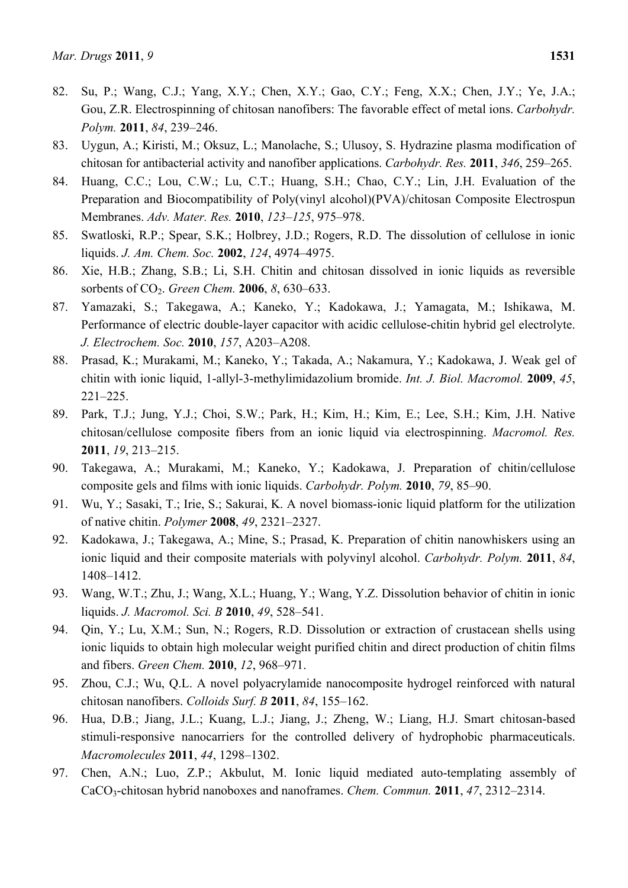82. Su, P.; Wang, C.J.; Yang, X.Y.; Chen, X.Y.; Gao, C.Y.; Feng, X.X.; Chen, J.Y.; Ye, J.A.; Gou, Z.R. Electrospinning of chitosan nanofibers: The favorable effect of metal ions. *Carbohydr. Polym.* **2011**, *84*, 239–246.
83. Uygun, A.; Kiristi, M.; Oksuz, L.; Manolache, S.; Ulusoy, S. Hydrazine plasma modification of chitosan for antibacterial activity and nanofiber applications. *Carbohydr. Res.* **2011**, *346*, 259–265.
84. Huang, C.C.; Lou, C.W.; Lu, C.T.; Huang, S.H.; Chao, C.Y.; Lin, J.H. Evaluation of the Preparation and Biocompatibility of Poly(vinyl alcohol)(PVA)/chitosan Composite Electrospun Membranes. *Adv. Mater. Res.* **2010**, *123–125*, 975–978.
85. Swatloski, R.P.; Spear, S.K.; Holbrey, J.D.; Rogers, R.D. The dissolution of cellulose in ionic liquids. *J. Am. Chem. Soc.* **2002**, *124*, 4974–4975.
86. Xie, H.B.; Zhang, S.B.; Li, S.H. Chitin and chitosan dissolved in ionic liquids as reversible sorbents of $CO_2$. *Green Chem.* **2006**, *8*, 630–633.
87. Yamazaki, S.; Takegawa, A.; Kaneko, Y.; Kadokawa, J.; Yamagata, M.; Ishikawa, M. Performance of electric double-layer capacitor with acidic cellulose-chitin hybrid gel electrolyte. *J. Electrochem. Soc.* **2010**, *157*, A203–A208.
88. Prasad, K.; Murakami, M.; Kaneko, Y.; Takada, A.; Nakamura, Y.; Kadokawa, J. Weak gel of chitin with ionic liquid, 1-allyl-3-methylimidazolium bromide. *Int. J. Biol. Macromol.* **2009**, *45*, 221–225.
89. Park, T.J.; Jung, Y.J.; Choi, S.W.; Park, H.; Kim, H.; Kim, E.; Lee, S.H.; Kim, J.H. Native chitosan/cellulose composite fibers from an ionic liquid via electrospinning. *Macromol. Res.* **2011**, *19*, 213–215.
90. Takegawa, A.; Murakami, M.; Kaneko, Y.; Kadokawa, J. Preparation of chitin/cellulose composite gels and films with ionic liquids. *Carbohydr. Polym.* **2010**, *79*, 85–90.
91. Wu, Y.; Sasaki, T.; Irie, S.; Sakurai, K. A novel biomass-ionic liquid platform for the utilization of native chitin. *Polymer* **2008**, *49*, 2321–2327.
92. Kadokawa, J.; Takegawa, A.; Mine, S.; Prasad, K. Preparation of chitin nanowhiskers using an ionic liquid and their composite materials with polyvinyl alcohol. *Carbohydr. Polym.* **2011**, *84*, 1408–1412.
93. Wang, W.T.; Zhu, J.; Wang, X.L.; Huang, Y.; Wang, Y.Z. Dissolution behavior of chitin in ionic liquids. *J. Macromol. Sci. B* **2010**, *49*, 528–541.
94. Qin, Y.; Lu, X.M.; Sun, N.; Rogers, R.D. Dissolution or extraction of crustacean shells using ionic liquids to obtain high molecular weight purified chitin and direct production of chitin films and fibers. *Green Chem.* **2010**, *12*, 968–971.
95. Zhou, C.J.; Wu, Q.L. A novel polyacrylamide nanocomposite hydrogel reinforced with natural chitosan nanofibers. *Colloids Surf. B* **2011**, *84*, 155–162.
96. Hua, D.B.; Jiang, J.L.; Kuang, L.J.; Jiang, J.; Zheng, W.; Liang, H.J. Smart chitosan-based stimuli-responsive nanocarriers for the controlled delivery of hydrophobic pharmaceuticals. *Macromolecules* **2011**, *44*, 1298–1302.
97. Chen, A.N.; Luo, Z.P.; Akbulut, M. Ionic liquid mediated auto-templating assembly of $CaCO_3$-chitosan hybrid nanoboxes and nanoframes. *Chem. Commun.* **2011**, *47*, 2312–2314.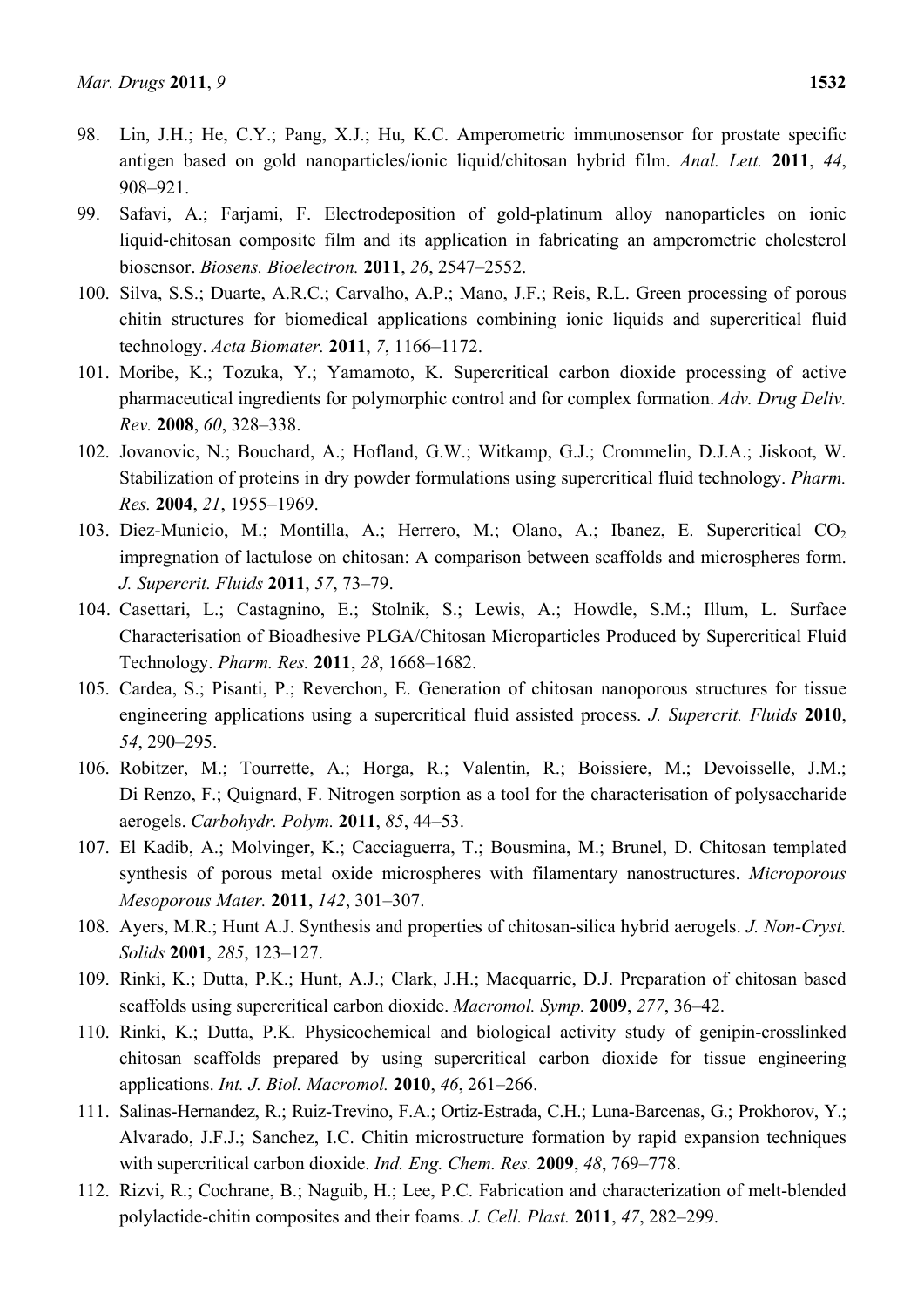98. Lin, J.H.; He, C.Y.; Pang, X.J.; Hu, K.C. Amperometric immunosensor for prostate specific antigen based on gold nanoparticles/ionic liquid/chitosan hybrid film. *Anal. Lett.* **2011**, *44*, 908–921.
99. Safavi, A.; Farjami, F. Electrodeposition of gold-platinum alloy nanoparticles on ionic liquid-chitosan composite film and its application in fabricating an amperometric cholesterol biosensor. *Biosens. Bioelectron.* **2011**, *26*, 2547–2552.
100. Silva, S.S.; Duarte, A.R.C.; Carvalho, A.P.; Mano, J.F.; Reis, R.L. Green processing of porous chitin structures for biomedical applications combining ionic liquids and supercritical fluid technology. *Acta Biomater.* **2011**, *7*, 1166–1172.
101. Moribe, K.; Tozuka, Y.; Yamamoto, K. Supercritical carbon dioxide processing of active pharmaceutical ingredients for polymorphic control and for complex formation. *Adv. Drug Deliv. Rev.* **2008**, *60*, 328–338.
102. Jovanovic, N.; Bouchard, A.; Hofland, G.W.; Witkamp, G.J.; Crommelin, D.J.A.; Jiskoot, W. Stabilization of proteins in dry powder formulations using supercritical fluid technology. *Pharm. Res.* **2004**, *21*, 1955–1969.
103. Diez-Municio, M.; Montilla, A.; Herrero, M.; Olano, A.; Ibanez, E. Supercritical $CO_2$ impregnation of lactulose on chitosan: A comparison between scaffolds and microspheres form. *J. Supercrit. Fluids* **2011**, *57*, 73–79.
104. Casettari, L.; Castagnino, E.; Stolnik, S.; Lewis, A.; Howdle, S.M.; Illum, L. Surface Characterisation of Bioadhesive PLGA/Chitosan Microparticles Produced by Supercritical Fluid Technology. *Pharm. Res.* **2011**, *28*, 1668–1682.
105. Cardea, S.; Pisanti, P.; Reverchon, E. Generation of chitosan nanoporous structures for tissue engineering applications using a supercritical fluid assisted process. *J. Supercrit. Fluids* **2010**, *54*, 290–295.
106. Robitzer, M.; Tourrette, A.; Horga, R.; Valentin, R.; Boissiere, M.; Devoisselle, J.M.; Di Renzo, F.; Quignard, F. Nitrogen sorption as a tool for the characterisation of polysaccharide aerogels. *Carbohydr. Polym.* **2011**, *85*, 44–53.
107. El Kadib, A.; Molvinger, K.; Cacciaguerra, T.; Bousmina, M.; Brunel, D. Chitosan templated synthesis of porous metal oxide microspheres with filamentary nanostructures. *Microporous Mesoporous Mater.* **2011**, *142*, 301–307.
108. Ayers, M.R.; Hunt A.J. Synthesis and properties of chitosan-silica hybrid aerogels. *J. Non-Cryst. Solids* **2001**, *285*, 123–127.
109. Rinki, K.; Dutta, P.K.; Hunt, A.J.; Clark, J.H.; Macquarrie, D.J. Preparation of chitosan based scaffolds using supercritical carbon dioxide. *Macromol. Symp.* **2009**, *277*, 36–42.
110. Rinki, K.; Dutta, P.K. Physicochemical and biological activity study of genipin-crosslinked chitosan scaffolds prepared by using supercritical carbon dioxide for tissue engineering applications. *Int. J. Biol. Macromol.* **2010**, *46*, 261–266.
111. Salinas-Hernandez, R.; Ruiz-Trevino, F.A.; Ortiz-Estrada, C.H.; Luna-Barcenas, G.; Prokhorov, Y.; Alvarado, J.F.J.; Sanchez, I.C. Chitin microstructure formation by rapid expansion techniques with supercritical carbon dioxide. *Ind. Eng. Chem. Res.* **2009**, *48*, 769–778.
112. Rizvi, R.; Cochrane, B.; Naguib, H.; Lee, P.C. Fabrication and characterization of melt-blended polylactide-chitin composites and their foams. *J. Cell. Plast.* **2011**, *47*, 282–299.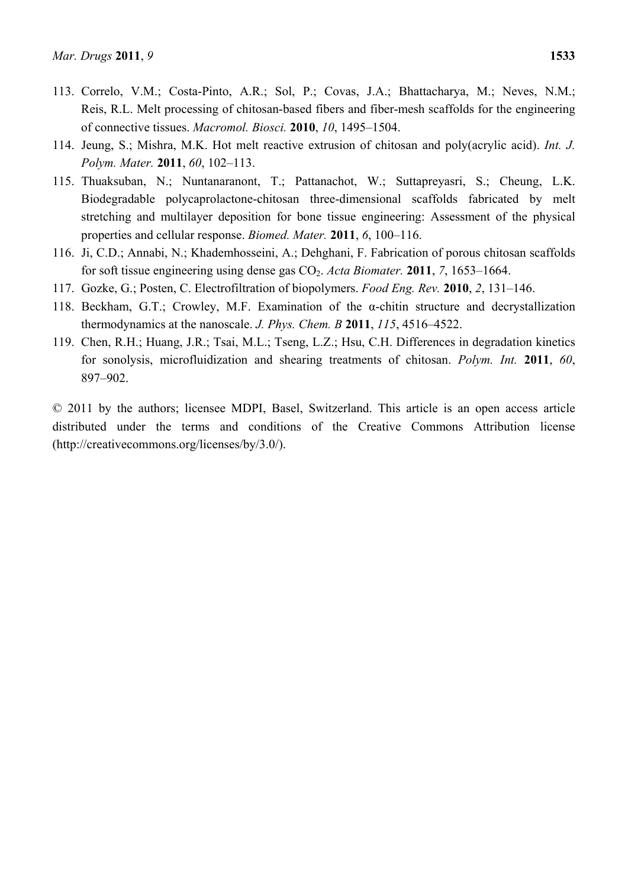113. Correlo, V.M.; Costa-Pinto, A.R.; Sol, P.; Covas, J.A.; Bhattacharya, M.; Neves, N.M.; Reis, R.L. Melt processing of chitosan-based fibers and fiber-mesh scaffolds for the engineering of connective tissues. *Macromol. Biosci.* **2010**, *10*, 1495–1504.
114. Jeung, S.; Mishra, M.K. Hot melt reactive extrusion of chitosan and poly(acrylic acid). *Int. J. Polym. Mater.* **2011**, *60*, 102–113.
115. Thuaksuban, N.; Nuntanaranont, T.; Pattanachot, W.; Suttapreyasri, S.; Cheung, L.K. Biodegradable polycaprolactone-chitosan three-dimensional scaffolds fabricated by melt stretching and multilayer deposition for bone tissue engineering: Assessment of the physical properties and cellular response. *Biomed. Mater.* **2011**, *6*, 100–116.
116. Ji, C.D.; Annabi, N.; Khademhosseini, A.; Dehghani, F. Fabrication of porous chitosan scaffolds for soft tissue engineering using dense gas $CO_2$. *Acta Biomater.* **2011**, *7*, 1653–1664.
117. Gozke, G.; Posten, C. Electrofiltration of biopolymers. *Food Eng. Rev.* **2010**, *2*, 131–146.
118. Beckham, G.T.; Crowley, M.F. Examination of the α-chitin structure and decrystallization thermodynamics at the nanoscale. *J. Phys. Chem. B* **2011**, *115*, 4516–4522.
119. Chen, R.H.; Huang, J.R.; Tsai, M.L.; Tseng, L.Z.; Hsu, C.H. Differences in degradation kinetics for sonolysis, microfluidization and shearing treatments of chitosan. *Polym. Int.* **2011**, *60*, 897–902.

© 2011 by the authors; licensee MDPI, Basel, Switzerland. This article is an open access article distributed under the terms and conditions of the Creative Commons Attribution license (http://creativecommons.org/licenses/by/3.0/).